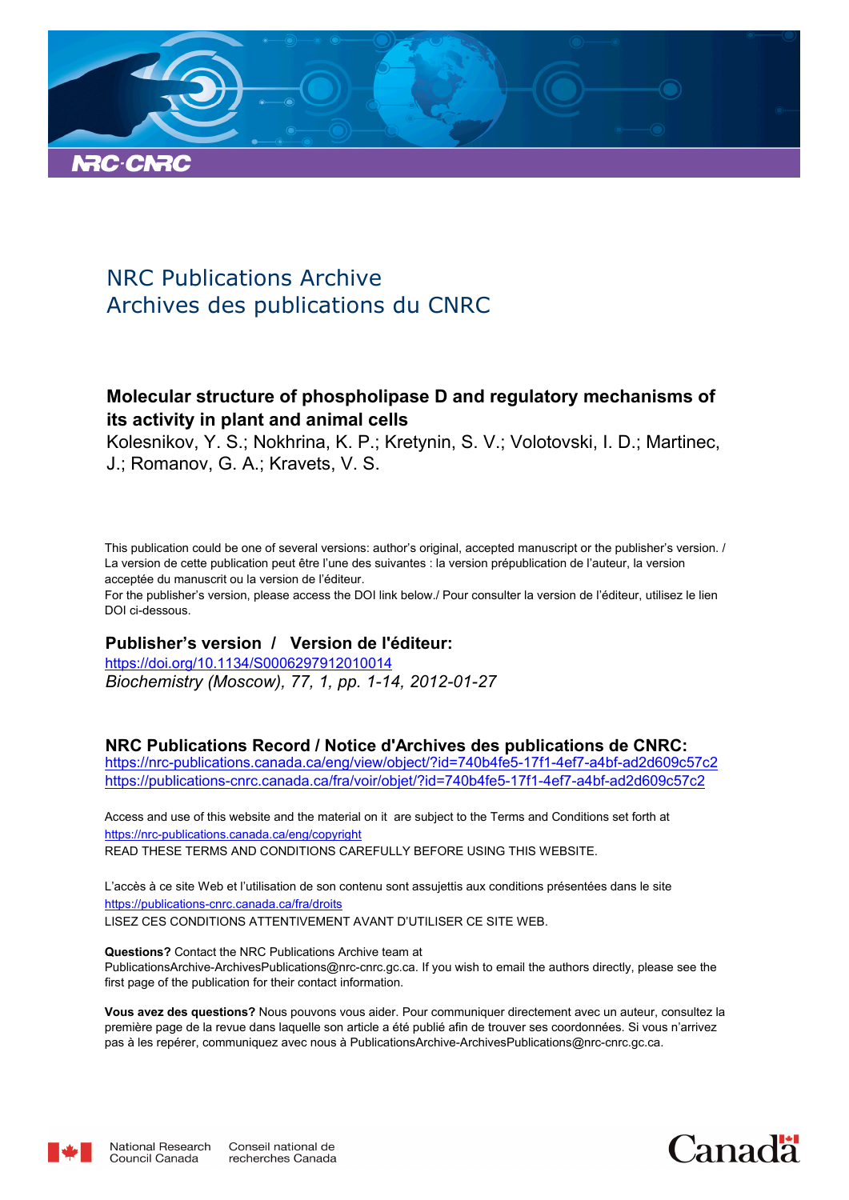# NRC Publications Archive
# Archives des publications du CNRC

**Molecular structure of phospholipase D and regulatory mechanisms of its activity in plant and animal cells**

Kolesnikov, Y. S.; Nokhrina, K. P.; Kretynin, S. V.; Volotovski, I. D.; Martinec, J.; Romanov, G. A.; Kravets, V. S.

This publication could be one of several versions: author's original, accepted manuscript or the publisher's version. / La version de cette publication peut être l'une des suivantes : la version prépublication de l'auteur, la version acceptée du manuscrit ou la version de l'éditeur.

For the publisher's version, please access the DOI link below./ Pour consulter la version de l'éditeur, utilisez le lien DOI ci-dessous.

## Publisher's version / Version de l'éditeur:

https://doi.org/10.1134/S0006297912010014

*Biochemistry (Moscow), 77, 1, pp. 1-14, 2012-01-27*

## NRC Publications Record / Notice d'Archives des publications de CNRC:

https://nrc-publications.canada.ca/eng/view/object/?id=740b4fe5-17f1-4ef7-a4bf-ad2d609c57c2
https://publications-cnrc.canada.ca/fra/voir/objet/?id=740b4fe5-17f1-4ef7-a4bf-ad2d609c57c2

Access and use of this website and the material on it are subject to the Terms and Conditions set forth at https://nrc-publications.canada.ca/eng/copyright
READ THESE TERMS AND CONDITIONS CAREFULLY BEFORE USING THIS WEBSITE.

L'accès à ce site Web et l'utilisation de son contenu sont assujettis aux conditions présentées dans le site https://publications-cnrc.canada.ca/fra/droits
LISEZ CES CONDITIONS ATTENTIVEMENT AVANT D'UTILISER CE SITE WEB.

**Questions?** Contact the NRC Publications Archive team at PublicationsArchive-ArchivesPublications@nrc-cnrc.gc.ca. If you wish to email the authors directly, please see the first page of the publication for their contact information.

**Vous avez des questions?** Nous pouvons vous aider. Pour communiquer directement avec un auteur, consultez la première page de la revue dans laquelle son article a été publié afin de trouver ses coordonnées. Si vous n'arrivez pas à les repérer, communiquez avec nous à PublicationsArchive-ArchivesPublications@nrc-cnrc.gc.ca.

National Research Council Canada | Conseil national de recherches Canada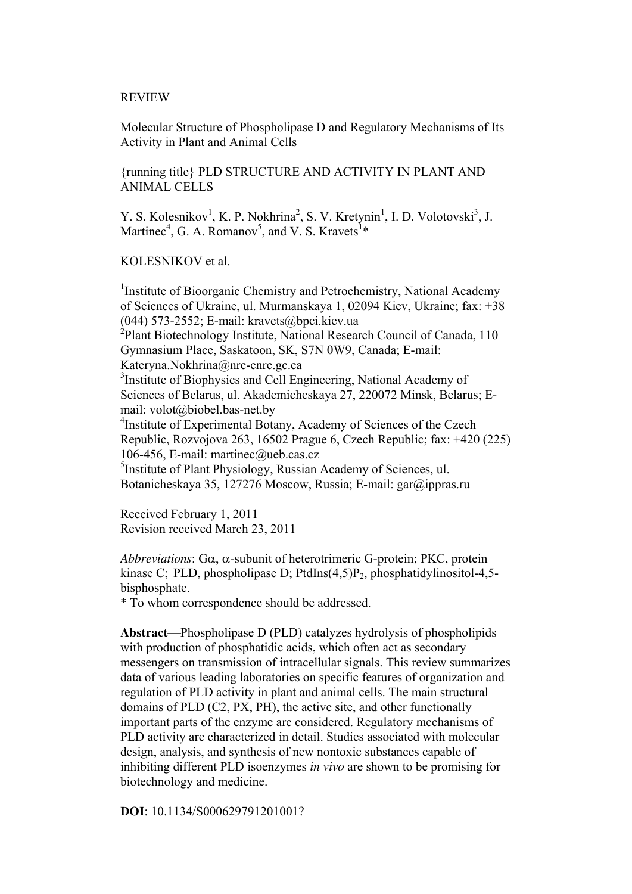REVIEW

Molecular Structure of Phospholipase D and Regulatory Mechanisms of Its Activity in Plant and Animal Cells

{running title} PLD STRUCTURE AND ACTIVITY IN PLANT AND ANIMAL CELLS

Y. S. Kolesnikov[1], K. P. Nokhrina[2], S. V. Kretynin[1], I. D. Volotovski[3], J. Martinec[4], G. A. Romanov[5], and V. S. Kravets[1]*

KOLESNIKOV et al.

[1]Institute of Bioorganic Chemistry and Petrochemistry, National Academy of Sciences of Ukraine, ul. Murmanskaya 1, 02094 Kiev, Ukraine; fax: +38 (044) 573-2552; E-mail: kravets@bpci.kiev.ua

[2]Plant Biotechnology Institute, National Research Council of Canada, 110 Gymnasium Place, Saskatoon, SK, S7N 0W9, Canada; E-mail: Kateryna.Nokhrina@nrc-cnrc.gc.ca

[3]Institute of Biophysics and Cell Engineering, National Academy of Sciences of Belarus, ul. Akademicheskaya 27, 220072 Minsk, Belarus; E-mail: volot@biobel.bas-net.by

[4]Institute of Experimental Botany, Academy of Sciences of the Czech Republic, Rozvojova 263, 16502 Prague 6, Czech Republic; fax: +420 (225) 106-456, E-mail: martinec@ueb.cas.cz

[5]Institute of Plant Physiology, Russian Academy of Sciences, ul. Botanicheskaya 35, 127276 Moscow, Russia; E-mail: gar@ippras.ru

Received February 1, 2011
Revision received March 23, 2011

*Abbreviations*: Gα, α-subunit of heterotrimeric G-protein; PKC, protein kinase C; PLD, phospholipase D; PtdIns(4,5)$P_2$, phosphatidylinositol-4,5-bisphosphate.

* To whom correspondence should be addressed.

**Abstract**—Phospholipase D (PLD) catalyzes hydrolysis of phospholipids with production of phosphatidic acids, which often act as secondary messengers on transmission of intracellular signals. This review summarizes data of various leading laboratories on specific features of organization and regulation of PLD activity in plant and animal cells. The main structural domains of PLD (C2, PX, PH), the active site, and other functionally important parts of the enzyme are considered. Regulatory mechanisms of PLD activity are characterized in detail. Studies associated with molecular design, analysis, and synthesis of new nontoxic substances capable of inhibiting different PLD isoenzymes *in vivo* are shown to be promising for biotechnology and medicine.

**DOI**: 10.1134/S000629791201001?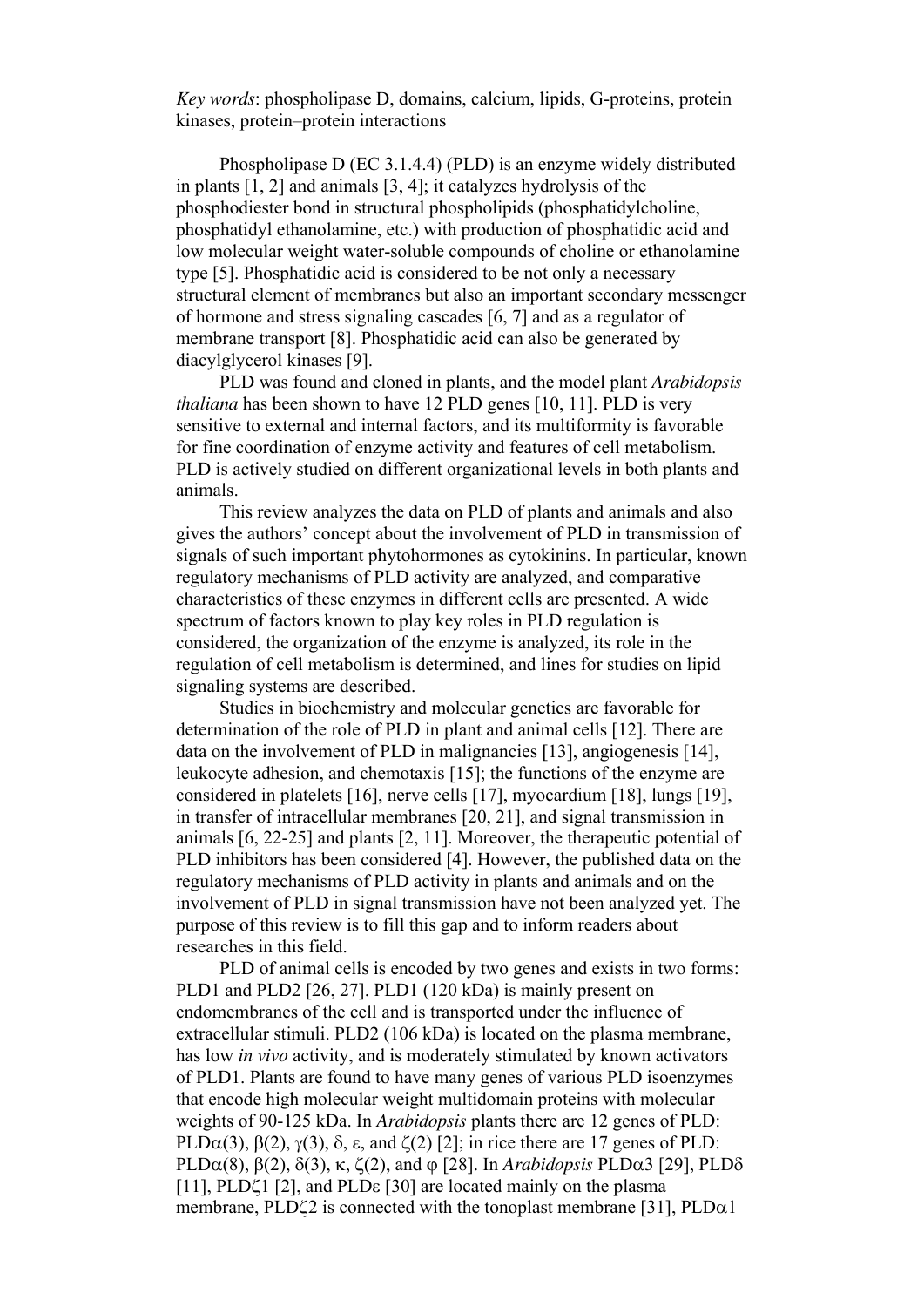*Key words*: phospholipase D, domains, calcium, lipids, G-proteins, protein kinases, protein–protein interactions

Phospholipase D (EC 3.1.4.4) (PLD) is an enzyme widely distributed in plants [1, 2] and animals [3, 4]; it catalyzes hydrolysis of the phosphodiester bond in structural phospholipids (phosphatidylcholine, phosphatidyl ethanolamine, etc.) with production of phosphatidic acid and low molecular weight water-soluble compounds of choline or ethanolamine type [5]. Phosphatidic acid is considered to be not only a necessary structural element of membranes but also an important secondary messenger of hormone and stress signaling cascades [6, 7] and as a regulator of membrane transport [8]. Phosphatidic acid can also be generated by diacylglycerol kinases [9].

PLD was found and cloned in plants, and the model plant *Arabidopsis thaliana* has been shown to have 12 PLD genes [10, 11]. PLD is very sensitive to external and internal factors, and its multiformity is favorable for fine coordination of enzyme activity and features of cell metabolism. PLD is actively studied on different organizational levels in both plants and animals.

This review analyzes the data on PLD of plants and animals and also gives the authors' concept about the involvement of PLD in transmission of signals of such important phytohormones as cytokinins. In particular, known regulatory mechanisms of PLD activity are analyzed, and comparative characteristics of these enzymes in different cells are presented. A wide spectrum of factors known to play key roles in PLD regulation is considered, the organization of the enzyme is analyzed, its role in the regulation of cell metabolism is determined, and lines for studies on lipid signaling systems are described.

Studies in biochemistry and molecular genetics are favorable for determination of the role of PLD in plant and animal cells [12]. There are data on the involvement of PLD in malignancies [13], angiogenesis [14], leukocyte adhesion, and chemotaxis [15]; the functions of the enzyme are considered in platelets [16], nerve cells [17], myocardium [18], lungs [19], in transfer of intracellular membranes [20, 21], and signal transmission in animals [6, 22-25] and plants [2, 11]. Moreover, the therapeutic potential of PLD inhibitors has been considered [4]. However, the published data on the regulatory mechanisms of PLD activity in plants and animals and on the involvement of PLD in signal transmission have not been analyzed yet. The purpose of this review is to fill this gap and to inform readers about researches in this field.

PLD of animal cells is encoded by two genes and exists in two forms: PLD1 and PLD2 [26, 27]. PLD1 (120 kDa) is mainly present on endomembranes of the cell and is transported under the influence of extracellular stimuli. PLD2 (106 kDa) is located on the plasma membrane, has low *in vivo* activity, and is moderately stimulated by known activators of PLD1. Plants are found to have many genes of various PLD isoenzymes that encode high molecular weight multidomain proteins with molecular weights of 90-125 kDa. In *Arabidopsis* plants there are 12 genes of PLD: PLDα(3), β(2), γ(3), δ, ε, and ζ(2) [2]; in rice there are 17 genes of PLD: PLDα(8), β(2), δ(3), κ, ζ(2), and φ [28]. In *Arabidopsis* PLDα3 [29], PLDδ [11], PLDζ1 [2], and PLDε [30] are located mainly on the plasma membrane, PLDζ2 is connected with the tonoplast membrane [31], PLDα1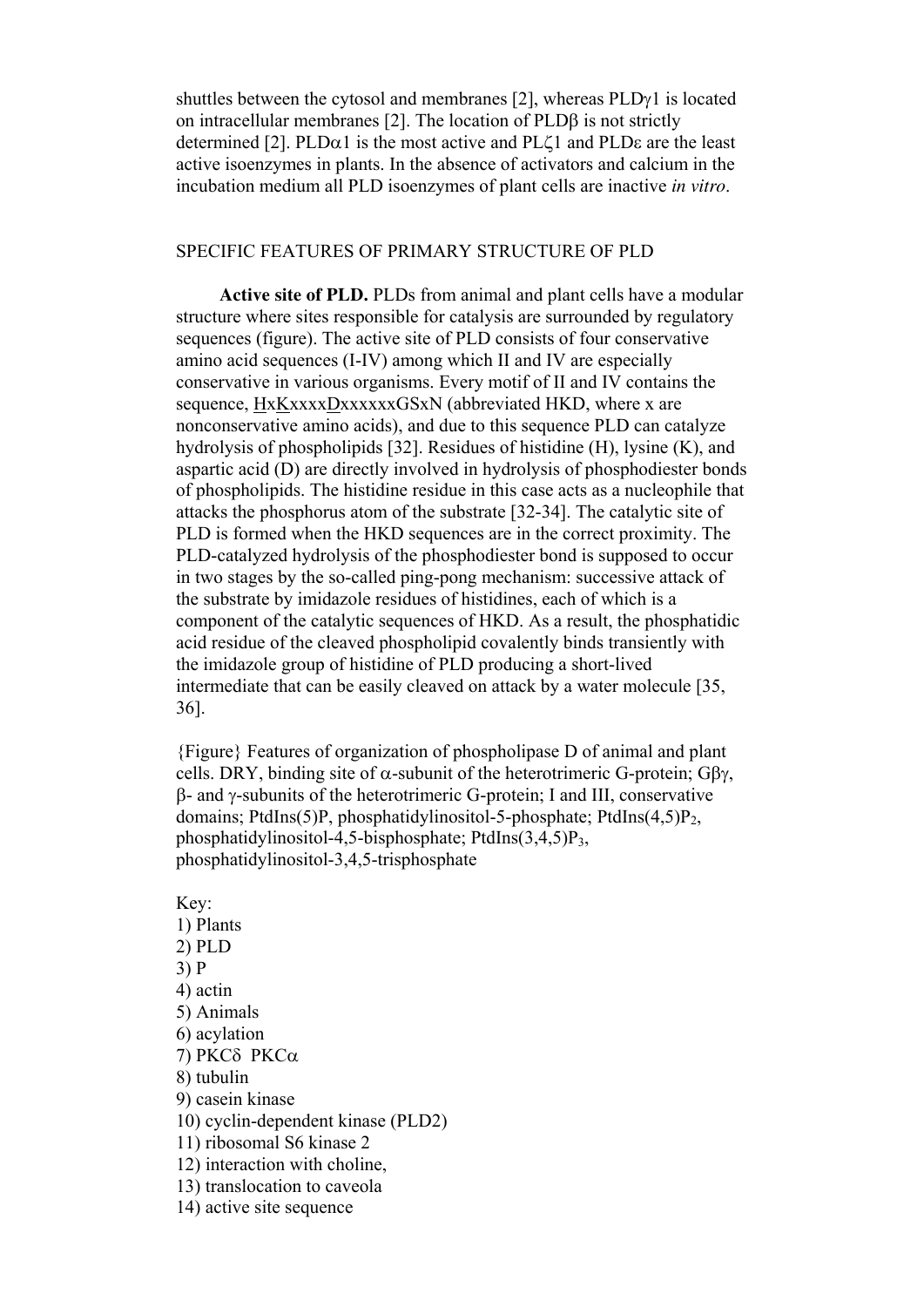shuttles between the cytosol and membranes [2], whereas PLDγ1 is located on intracellular membranes [2]. The location of PLDβ is not strictly determined [2]. PLDα1 is the most active and PLζ1 and PLDε are the least active isoenzymes in plants. In the absence of activators and calcium in the incubation medium all PLD isoenzymes of plant cells are inactive *in vitro*.

## SPECIFIC FEATURES OF PRIMARY STRUCTURE OF PLD

**Active site of PLD.** PLDs from animal and plant cells have a modular structure where sites responsible for catalysis are surrounded by regulatory sequences (figure). The active site of PLD consists of four conservative amino acid sequences (I-IV) among which II and IV are especially conservative in various organisms. Every motif of II and IV contains the sequence, <u>H</u>x<u>K</u>xxxx<u>D</u>xxxxxxGSxN (abbreviated HKD, where x are nonconservative amino acids), and due to this sequence PLD can catalyze hydrolysis of phospholipids [32]. Residues of histidine (H), lysine (K), and aspartic acid (D) are directly involved in hydrolysis of phosphodiester bonds of phospholipids. The histidine residue in this case acts as a nucleophile that attacks the phosphorus atom of the substrate [32-34]. The catalytic site of PLD is formed when the HKD sequences are in the correct proximity. The PLD-catalyzed hydrolysis of the phosphodiester bond is supposed to occur in two stages by the so-called ping-pong mechanism: successive attack of the substrate by imidazole residues of histidines, each of which is a component of the catalytic sequences of HKD. As a result, the phosphatidic acid residue of the cleaved phospholipid covalently binds transiently with the imidazole group of histidine of PLD producing a short-lived intermediate that can be easily cleaved on attack by a water molecule [35, 36].

{Figure} Features of organization of phospholipase D of animal and plant cells. DRY, binding site of α-subunit of the heterotrimeric G-protein; Gβγ, β- and γ-subunits of the heterotrimeric G-protein; I and III, conservative domains; PtdIns(5)P, phosphatidylinositol-5-phosphate; PtdIns(4,5)$P_2$, phosphatidylinositol-4,5-bisphosphate; PtdIns(3,4,5)$P_3$, phosphatidylinositol-3,4,5-trisphosphate

Key:
1) Plants
2) PLD
3) P
4) actin
5) Animals
6) acylation
7) PKCδ PKCα
8) tubulin
9) casein kinase
10) cyclin-dependent kinase (PLD2)
11) ribosomal S6 kinase 2
12) interaction with choline,
13) translocation to caveola
14) active site sequence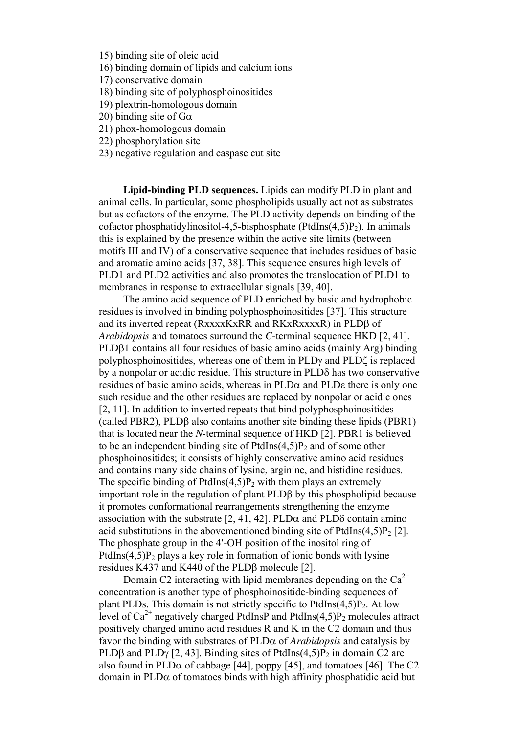15) binding site of oleic acid
16) binding domain of lipids and calcium ions
17) conservative domain
18) binding site of polyphosphoinositides
19) plextrin-homologous domain
20) binding site of Gα
21) phox-homologous domain
22) phosphorylation site
23) negative regulation and caspase cut site

**Lipid-binding PLD sequences.** Lipids can modify PLD in plant and animal cells. In particular, some phospholipids usually act not as substrates but as cofactors of the enzyme. The PLD activity depends on binding of the cofactor phosphatidylinositol-4,5-bisphosphate (PtdIns(4,5)$P_2$). In animals this is explained by the presence within the active site limits (between motifs III and IV) of a conservative sequence that includes residues of basic and aromatic amino acids [37, 38]. This sequence ensures high levels of PLD1 and PLD2 activities and also promotes the translocation of PLD1 to membranes in response to extracellular signals [39, 40].

The amino acid sequence of PLD enriched by basic and hydrophobic residues is involved in binding polyphosphoinositides [37]. This structure and its inverted repeat (RxxxxKxRR and RKxRxxxxR) in PLDβ of *Arabidopsis* and tomatoes surround the *C*-terminal sequence HKD [2, 41]. PLDβ1 contains all four residues of basic amino acids (mainly Arg) binding polyphosphoinositides, whereas one of them in PLDγ and PLDζ is replaced by a nonpolar or acidic residue. This structure in PLDδ has two conservative residues of basic amino acids, whereas in PLDα and PLDε there is only one such residue and the other residues are replaced by nonpolar or acidic ones [2, 11]. In addition to inverted repeats that bind polyphosphoinositides (called PBR2), PLDβ also contains another site binding these lipids (PBR1) that is located near the *N*-terminal sequence of HKD [2]. PBR1 is believed to be an independent binding site of PtdIns(4,5)$P_2$ and of some other phosphoinositides; it consists of highly conservative amino acid residues and contains many side chains of lysine, arginine, and histidine residues. The specific binding of PtdIns(4,5)$P_2$ with them plays an extremely important role in the regulation of plant PLDβ by this phospholipid because it promotes conformational rearrangements strengthening the enzyme association with the substrate [2, 41, 42]. PLDα and PLDδ contain amino acid substitutions in the abovementioned binding site of PtdIns(4,5)$P_2$ [2]. The phosphate group in the 4′-OH position of the inositol ring of PtdIns(4,5)$P_2$ plays a key role in formation of ionic bonds with lysine residues K437 and K440 of the PLDβ molecule [2].

Domain C2 interacting with lipid membranes depending on the $Ca^{2+}$ concentration is another type of phosphoinositide-binding sequences of plant PLDs. This domain is not strictly specific to PtdIns(4,5)$P_2$. At low level of $Ca^{2+}$ negatively charged PtdInsP and PtdIns(4,5)$P_2$ molecules attract positively charged amino acid residues R and K in the C2 domain and thus favor the binding with substrates of PLDα of *Arabidopsis* and catalysis by PLDβ and PLDγ [2, 43]. Binding sites of PtdIns(4,5)$P_2$ in domain C2 are also found in PLDα of cabbage [44], poppy [45], and tomatoes [46]. The C2 domain in PLDα of tomatoes binds with high affinity phosphatidic acid but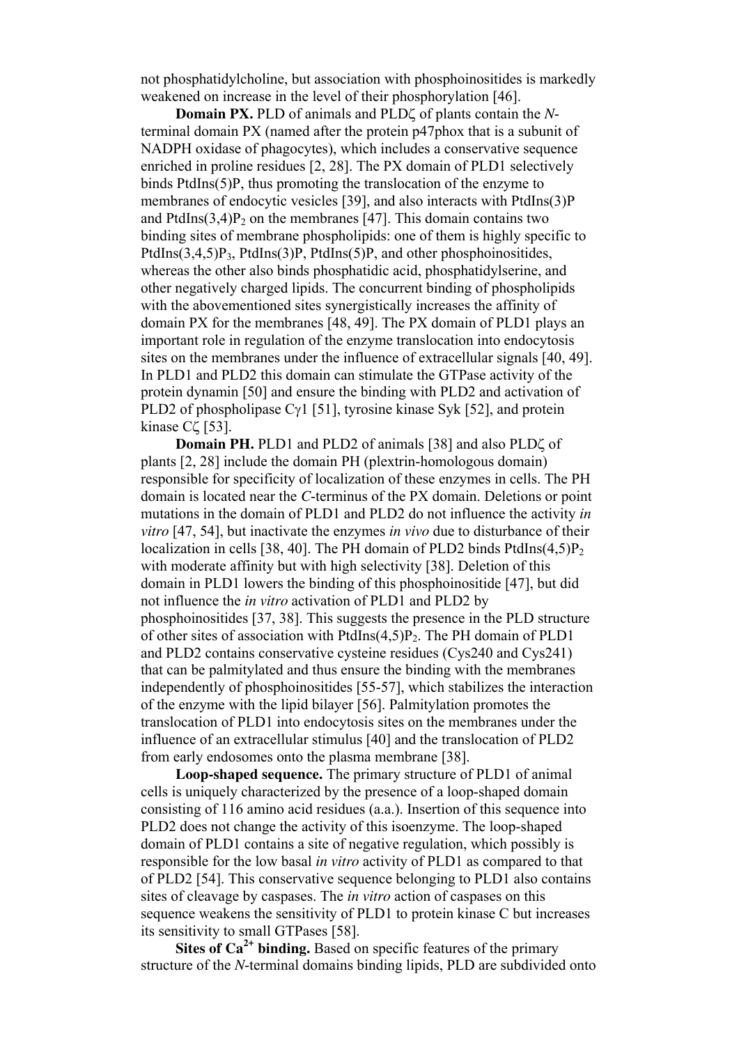not phosphatidylcholine, but association with phosphoinositides is markedly weakened on increase in the level of their phosphorylation [46].

**Domain PX.** PLD of animals and PLDζ of plants contain the *N*-terminal domain PX (named after the protein p47phox that is a subunit of NADPH oxidase of phagocytes), which includes a conservative sequence enriched in proline residues [2, 28]. The PX domain of PLD1 selectively binds PtdIns(5)P, thus promoting the translocation of the enzyme to membranes of endocytic vesicles [39], and also interacts with PtdIns(3)P and PtdIns(3,4)$P_2$ on the membranes [47]. This domain contains two binding sites of membrane phospholipids: one of them is highly specific to PtdIns(3,4,5)$P_3$, PtdIns(3)P, PtdIns(5)P, and other phosphoinositides, whereas the other also binds phosphatidic acid, phosphatidylserine, and other negatively charged lipids. The concurrent binding of phospholipids with the abovementioned sites synergistically increases the affinity of domain PX for the membranes [48, 49]. The PX domain of PLD1 plays an important role in regulation of the enzyme translocation into endocytosis sites on the membranes under the influence of extracellular signals [40, 49]. In PLD1 and PLD2 this domain can stimulate the GTPase activity of the protein dynamin [50] and ensure the binding with PLD2 and activation of PLD2 of phospholipase Cγ1 [51], tyrosine kinase Syk [52], and protein kinase Cζ [53].

**Domain PH.** PLD1 and PLD2 of animals [38] and also PLDζ of plants [2, 28] include the domain PH (plextrin-homologous domain) responsible for specificity of localization of these enzymes in cells. The PH domain is located near the *C*-terminus of the PX domain. Deletions or point mutations in the domain of PLD1 and PLD2 do not influence the activity *in vitro* [47, 54], but inactivate the enzymes *in vivo* due to disturbance of their localization in cells [38, 40]. The PH domain of PLD2 binds PtdIns(4,5)$P_2$ with moderate affinity but with high selectivity [38]. Deletion of this domain in PLD1 lowers the binding of this phosphoinositide [47], but did not influence the *in vitro* activation of PLD1 and PLD2 by phosphoinositides [37, 38]. This suggests the presence in the PLD structure of other sites of association with PtdIns(4,5)$P_2$. The PH domain of PLD1 and PLD2 contains conservative cysteine residues (Cys240 and Cys241) that can be palmitylated and thus ensure the binding with the membranes independently of phosphoinositides [55-57], which stabilizes the interaction of the enzyme with the lipid bilayer [56]. Palmitylation promotes the translocation of PLD1 into endocytosis sites on the membranes under the influence of an extracellular stimulus [40] and the translocation of PLD2 from early endosomes onto the plasma membrane [38].

**Loop-shaped sequence.** The primary structure of PLD1 of animal cells is uniquely characterized by the presence of a loop-shaped domain consisting of 116 amino acid residues (a.a.). Insertion of this sequence into PLD2 does not change the activity of this isoenzyme. The loop-shaped domain of PLD1 contains a site of negative regulation, which possibly is responsible for the low basal *in vitro* activity of PLD1 as compared to that of PLD2 [54]. This conservative sequence belonging to PLD1 also contains sites of cleavage by caspases. The *in vitro* action of caspases on this sequence weakens the sensitivity of PLD1 to protein kinase C but increases its sensitivity to small GTPases [58].

**Sites of $Ca^{2+}$ binding.** Based on specific features of the primary structure of the *N*-terminal domains binding lipids, PLD are subdivided onto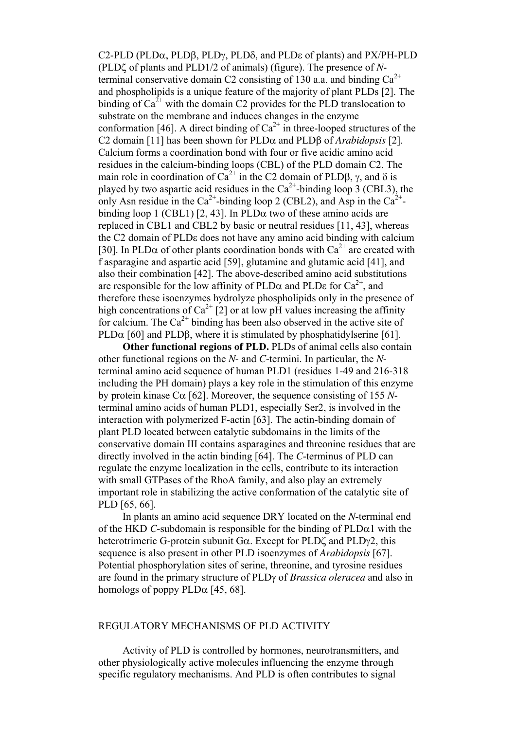C2-PLD (PLDα, PLDβ, PLDγ, PLDδ, and PLDε of plants) and PX/PH-PLD (PLDζ of plants and PLD1/2 of animals) (figure). The presence of *N*-terminal conservative domain C2 consisting of 130 a.a. and binding $Ca^{2+}$ and phospholipids is a unique feature of the majority of plant PLDs [2]. The binding of $Ca^{2+}$ with the domain C2 provides for the PLD translocation to substrate on the membrane and induces changes in the enzyme conformation [46]. A direct binding of $Ca^{2+}$ in three-looped structures of the C2 domain [11] has been shown for PLDα and PLDβ of *Arabidopsis* [2]. Calcium forms a coordination bond with four or five acidic amino acid residues in the calcium-binding loops (CBL) of the PLD domain C2. The main role in coordination of $Ca^{2+}$ in the C2 domain of PLDβ, γ, and δ is played by two aspartic acid residues in the $Ca^{2+}$-binding loop 3 (CBL3), the only Asn residue in the $Ca^{2+}$-binding loop 2 (CBL2), and Asp in the $Ca^{2+}$-binding loop 1 (CBL1) [2, 43]. In PLDα two of these amino acids are replaced in CBL1 and CBL2 by basic or neutral residues [11, 43], whereas the C2 domain of PLDε does not have any amino acid binding with calcium [30]. In PLDα of other plants coordination bonds with $Ca^{2+}$ are created with f asparagine and aspartic acid [59], glutamine and glutamic acid [41], and also their combination [42]. The above-described amino acid substitutions are responsible for the low affinity of PLDα and PLDε for $Ca^{2+}$, and therefore these isoenzymes hydrolyze phospholipids only in the presence of high concentrations of $Ca^{2+}$ [2] or at low pH values increasing the affinity for calcium. The $Ca^{2+}$ binding has been also observed in the active site of PLDα [60] and PLDβ, where it is stimulated by phosphatidylserine [61].

**Other functional regions of PLD.** PLDs of animal cells also contain other functional regions on the *N*- and *C*-termini. In particular, the *N*-terminal amino acid sequence of human PLD1 (residues 1-49 and 216-318 including the PH domain) plays a key role in the stimulation of this enzyme by protein kinase Cα [62]. Moreover, the sequence consisting of 155 *N*-terminal amino acids of human PLD1, especially Ser2, is involved in the interaction with polymerized F-actin [63]. The actin-binding domain of plant PLD located between catalytic subdomains in the limits of the conservative domain III contains asparagines and threonine residues that are directly involved in the actin binding [64]. The *C*-terminus of PLD can regulate the enzyme localization in the cells, contribute to its interaction with small GTPases of the RhoA family, and also play an extremely important role in stabilizing the active conformation of the catalytic site of PLD [65, 66].

In plants an amino acid sequence DRY located on the *N*-terminal end of the HKD *C*-subdomain is responsible for the binding of PLDα1 with the heterotrimeric G-protein subunit Gα. Except for PLDζ and PLDγ2, this sequence is also present in other PLD isoenzymes of *Arabidopsis* [67]. Potential phosphorylation sites of serine, threonine, and tyrosine residues are found in the primary structure of PLDγ of *Brassica oleracea* and also in homologs of poppy PLDα [45, 68].

## REGULATORY MECHANISMS OF PLD ACTIVITY

Activity of PLD is controlled by hormones, neurotransmitters, and other physiologically active molecules influencing the enzyme through specific regulatory mechanisms. And PLD is often contributes to signal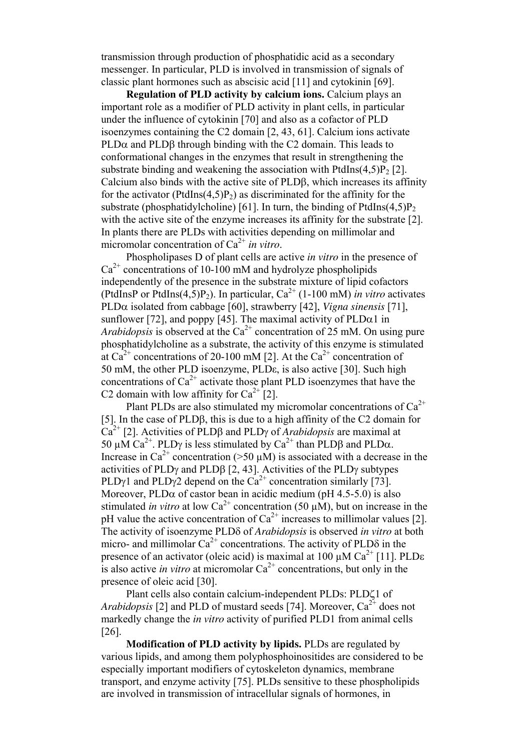transmission through production of phosphatidic acid as a secondary messenger. In particular, PLD is involved in transmission of signals of classic plant hormones such as abscisic acid [11] and cytokinin [69].

**Regulation of PLD activity by calcium ions.** Calcium plays an important role as a modifier of PLD activity in plant cells, in particular under the influence of cytokinin [70] and also as a cofactor of PLD isoenzymes containing the C2 domain [2, 43, 61]. Calcium ions activate PLDα and PLDβ through binding with the C2 domain. This leads to conformational changes in the enzymes that result in strengthening the substrate binding and weakening the association with PtdIns(4,5)$P_2$ [2]. Calcium also binds with the active site of PLDβ, which increases its affinity for the activator (PtdIns(4,5)$P_2$) as discriminated for the affinity for the substrate (phosphatidylcholine) [61]. In turn, the binding of PtdIns(4,5)$P_2$ with the active site of the enzyme increases its affinity for the substrate [2]. In plants there are PLDs with activities depending on millimolar and micromolar concentration of $Ca^{2+}$ *in vitro*.

Phospholipases D of plant cells are active *in vitro* in the presence of $Ca^{2+}$ concentrations of 10-100 mM and hydrolyze phospholipids independently of the presence in the substrate mixture of lipid cofactors (PtdInsP or PtdIns(4,5)$P_2$). In particular, $Ca^{2+}$ (1-100 mM) *in vitro* activates PLDα isolated from cabbage [60], strawberry [42], *Vigna sinensis* [71], sunflower [72], and poppy [45]. The maximal activity of PLDα1 in *Arabidopsis* is observed at the $Ca^{2+}$ concentration of 25 mM. On using pure phosphatidylcholine as a substrate, the activity of this enzyme is stimulated at $Ca^{2+}$ concentrations of 20-100 mM [2]. At the $Ca^{2+}$ concentration of 50 mM, the other PLD isoenzyme, PLDε, is also active [30]. Such high concentrations of $Ca^{2+}$ activate those plant PLD isoenzymes that have the C2 domain with low affinity for $Ca^{2+}$ [2].

Plant PLDs are also stimulated my micromolar concentrations of $Ca^{2+}$ [5]. In the case of PLDβ, this is due to a high affinity of the C2 domain for $Ca^{2+}$ [2]. Activities of PLDβ and PLDγ of *Arabidopsis* are maximal at 50 μM $Ca^{2+}$. PLDγ is less stimulated by $Ca^{2+}$ than PLDβ and PLDα. Increase in $Ca^{2+}$ concentration (>50 μM) is associated with a decrease in the activities of PLDγ and PLDβ [2, 43]. Activities of the PLDγ subtypes PLDγ1 and PLDγ2 depend on the $Ca^{2+}$ concentration similarly [73]. Moreover, PLDα of castor bean in acidic medium (pH 4.5-5.0) is also stimulated *in vitro* at low $Ca^{2+}$ concentration (50 μM), but on increase in the pH value the active concentration of $Ca^{2+}$ increases to millimolar values [2]. The activity of isoenzyme PLDδ of *Arabidopsis* is observed *in vitro* at both micro- and millimolar $Ca^{2+}$ concentrations. The activity of PLDδ in the presence of an activator (oleic acid) is maximal at 100 μM $Ca^{2+}$ [11]. PLDε is also active *in vitro* at micromolar $Ca^{2+}$ concentrations, but only in the presence of oleic acid [30].

Plant cells also contain calcium-independent PLDs: PLDζ1 of *Arabidopsis* [2] and PLD of mustard seeds [74]. Moreover, $Ca^{2+}$ does not markedly change the *in vitro* activity of purified PLD1 from animal cells [26].

**Modification of PLD activity by lipids.** PLDs are regulated by various lipids, and among them polyphosphoinositides are considered to be especially important modifiers of cytoskeleton dynamics, membrane transport, and enzyme activity [75]. PLDs sensitive to these phospholipids are involved in transmission of intracellular signals of hormones, in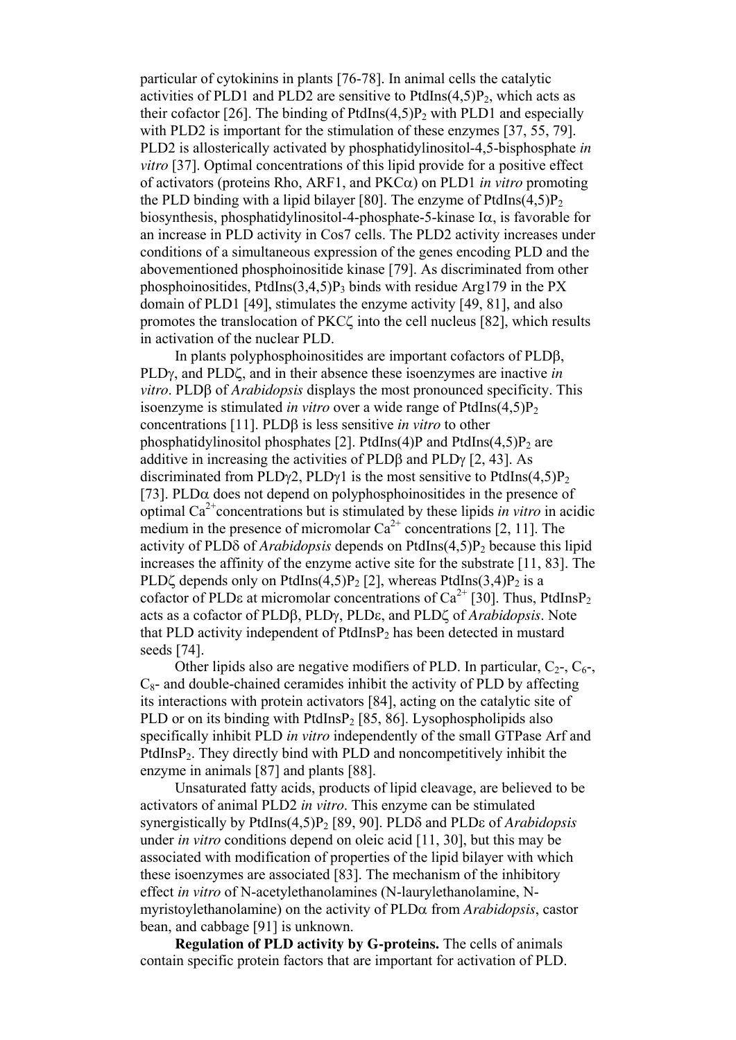particular of cytokinins in plants [76-78]. In animal cells the catalytic activities of PLD1 and PLD2 are sensitive to PtdIns(4,5)$P_2$, which acts as their cofactor [26]. The binding of PtdIns(4,5)$P_2$ with PLD1 and especially with PLD2 is important for the stimulation of these enzymes [37, 55, 79]. PLD2 is allosterically activated by phosphatidylinositol-4,5-bisphosphate *in vitro* [37]. Optimal concentrations of this lipid provide for a positive effect of activators (proteins Rho, ARF1, and PKC$\alpha$) on PLD1 *in vitro* promoting the PLD binding with a lipid bilayer [80]. The enzyme of PtdIns(4,5)$P_2$ biosynthesis, phosphatidylinositol-4-phosphate-5-kinase I$\alpha$, is favorable for an increase in PLD activity in Cos7 cells. The PLD2 activity increases under conditions of a simultaneous expression of the genes encoding PLD and the abovementioned phosphoinositide kinase [79]. As discriminated from other phosphoinositides, PtdIns(3,4,5)$P_3$ binds with residue Arg179 in the PX domain of PLD1 [49], stimulates the enzyme activity [49, 81], and also promotes the translocation of PKC$\zeta$ into the cell nucleus [82], which results in activation of the nuclear PLD.

In plants polyphosphoinositides are important cofactors of PLD$\beta$, PLD$\gamma$, and PLD$\zeta$, and in their absence these isoenzymes are inactive *in vitro*. PLD$\beta$ of *Arabidopsis* displays the most pronounced specificity. This isoenzyme is stimulated *in vitro* over a wide range of PtdIns(4,5)$P_2$ concentrations [11]. PLD$\beta$ is less sensitive *in vitro* to other phosphatidylinositol phosphates [2]. PtdIns(4)P and PtdIns(4,5)$P_2$ are additive in increasing the activities of PLD$\beta$ and PLD$\gamma$ [2, 43]. As discriminated from PLD$\gamma$2, PLD$\gamma$1 is the most sensitive to PtdIns(4,5)$P_2$ [73]. PLD$\alpha$ does not depend on polyphosphoinositides in the presence of optimal $Ca^{2+}$concentrations but is stimulated by these lipids *in vitro* in acidic medium in the presence of micromolar $Ca^{2+}$ concentrations [2, 11]. The activity of PLD$\delta$ of *Arabidopsis* depends on PtdIns(4,5)$P_2$ because this lipid increases the affinity of the enzyme active site for the substrate [11, 83]. The PLD$\zeta$ depends only on PtdIns(4,5)$P_2$ [2], whereas PtdIns(3,4)$P_2$ is a cofactor of PLD$\varepsilon$ at micromolar concentrations of $Ca^{2+}$ [30]. Thus, PtdIns$P_2$ acts as a cofactor of PLD$\beta$, PLD$\gamma$, PLD$\varepsilon$, and PLD$\zeta$ of *Arabidopsis*. Note that PLD activity independent of PtdIns$P_2$ has been detected in mustard seeds [74].

Other lipids also are negative modifiers of PLD. In particular, $C_2$-, $C_6$-, $C_8$- and double-chained ceramides inhibit the activity of PLD by affecting its interactions with protein activators [84], acting on the catalytic site of PLD or on its binding with PtdIns$P_2$ [85, 86]. Lysophospholipids also specifically inhibit PLD *in vitro* independently of the small GTPase Arf and PtdIns$P_2$. They directly bind with PLD and noncompetitively inhibit the enzyme in animals [87] and plants [88].

Unsaturated fatty acids, products of lipid cleavage, are believed to be activators of animal PLD2 *in vitro*. This enzyme can be stimulated synergistically by PtdIns(4,5)$P_2$ [89, 90]. PLD$\delta$ and PLD$\varepsilon$ of *Arabidopsis* under *in vitro* conditions depend on oleic acid [11, 30], but this may be associated with modification of properties of the lipid bilayer with which these isoenzymes are associated [83]. The mechanism of the inhibitory effect *in vitro* of N-acetylethanolamines (N-laurylethanolamine, N-myristoylethanolamine) on the activity of PLD$\alpha$ from *Arabidopsis*, castor bean, and cabbage [91] is unknown.

**Regulation of PLD activity by G-proteins.** The cells of animals contain specific protein factors that are important for activation of PLD.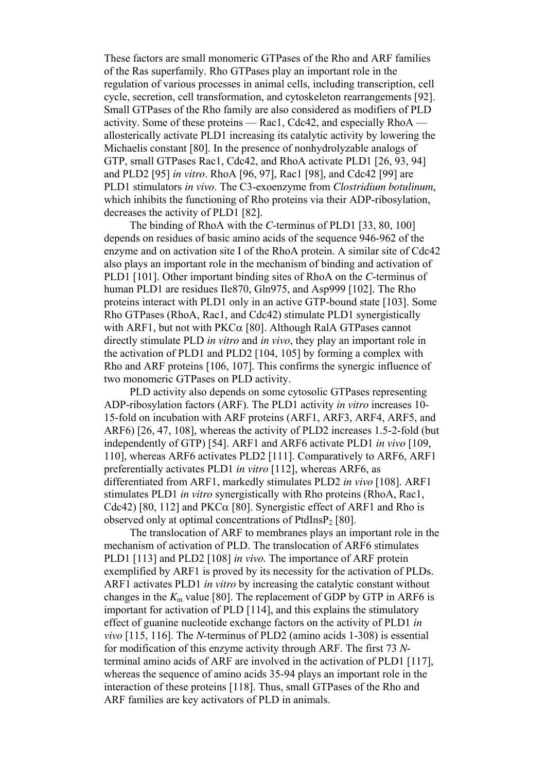These factors are small monomeric GTPases of the Rho and ARF families of the Ras superfamily. Rho GTPases play an important role in the regulation of various processes in animal cells, including transcription, cell cycle, secretion, cell transformation, and cytoskeleton rearrangements [92]. Small GTPases of the Rho family are also considered as modifiers of PLD activity. Some of these proteins — Rac1, Cdc42, and especially RhoA — allosterically activate PLD1 increasing its catalytic activity by lowering the Michaelis constant [80]. In the presence of nonhydrolyzable analogs of GTP, small GTPases Rac1, Cdc42, and RhoA activate PLD1 [26, 93, 94] and PLD2 [95] *in vitro*. RhoA [96, 97], Rac1 [98], and Cdc42 [99] are PLD1 stimulators *in vivo*. The C3-exoenzyme from *Clostridium botulinum*, which inhibits the functioning of Rho proteins via their ADP-ribosylation, decreases the activity of PLD1 [82].

The binding of RhoA with the *C*-terminus of PLD1 [33, 80, 100] depends on residues of basic amino acids of the sequence 946-962 of the enzyme and on activation site I of the RhoA protein. A similar site of Cdc42 also plays an important role in the mechanism of binding and activation of PLD1 [101]. Other important binding sites of RhoA on the *C*-terminus of human PLD1 are residues Ile870, Gln975, and Asp999 [102]. The Rho proteins interact with PLD1 only in an active GTP-bound state [103]. Some Rho GTPases (RhoA, Rac1, and Cdc42) stimulate PLD1 synergistically with ARF1, but not with PKC$\alpha$ [80]. Although RalA GTPases cannot directly stimulate PLD *in vitro* and *in vivo*, they play an important role in the activation of PLD1 and PLD2 [104, 105] by forming a complex with Rho and ARF proteins [106, 107]. This confirms the synergic influence of two monomeric GTPases on PLD activity.

PLD activity also depends on some cytosolic GTPases representing ADP-ribosylation factors (ARF). The PLD1 activity *in vitro* increases 10-15-fold on incubation with ARF proteins (ARF1, ARF3, ARF4, ARF5, and ARF6) [26, 47, 108], whereas the activity of PLD2 increases 1.5-2-fold (but independently of GTP) [54]. ARF1 and ARF6 activate PLD1 *in vivo* [109, 110], whereas ARF6 activates PLD2 [111]. Comparatively to ARF6, ARF1 preferentially activates PLD1 *in vitro* [112], whereas ARF6, as differentiated from ARF1, markedly stimulates PLD2 *in vivo* [108]. ARF1 stimulates PLD1 *in vitro* synergistically with Rho proteins (RhoA, Rac1, Cdc42) [80, 112] and PKC$\alpha$ [80]. Synergistic effect of ARF1 and Rho is observed only at optimal concentrations of $PtdInsP_2$ [80].

The translocation of ARF to membranes plays an important role in the mechanism of activation of PLD. The translocation of ARF6 stimulates PLD1 [113] and PLD2 [108] *in vivo*. The importance of ARF protein exemplified by ARF1 is proved by its necessity for the activation of PLDs. ARF1 activates PLD1 *in vitro* by increasing the catalytic constant without changes in the $K_m$ value [80]. The replacement of GDP by GTP in ARF6 is important for activation of PLD [114], and this explains the stimulatory effect of guanine nucleotide exchange factors on the activity of PLD1 *in vivo* [115, 116]. The *N*-terminus of PLD2 (amino acids 1-308) is essential for modification of this enzyme activity through ARF. The first 73 *N*-terminal amino acids of ARF are involved in the activation of PLD1 [117], whereas the sequence of amino acids 35-94 plays an important role in the interaction of these proteins [118]. Thus, small GTPases of the Rho and ARF families are key activators of PLD in animals.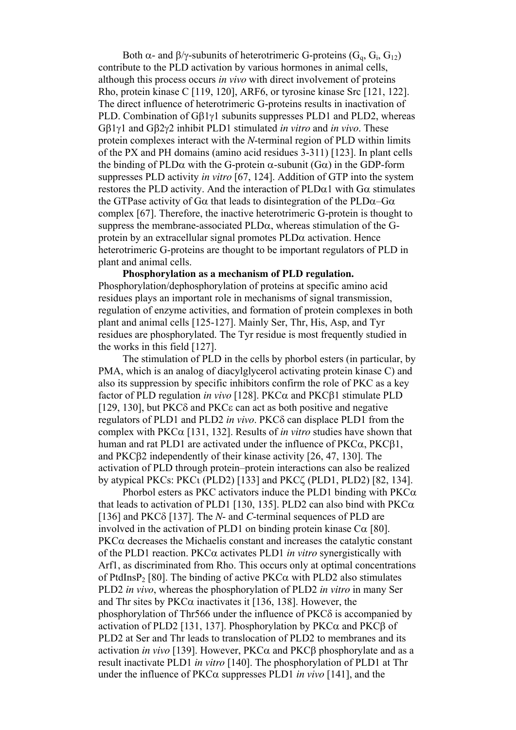Both α- and β/γ-subunits of heterotrimeric G-proteins ($G_q$, $G_i$, $G_{12}$) contribute to the PLD activation by various hormones in animal cells, although this process occurs *in vivo* with direct involvement of proteins Rho, protein kinase C [119, 120], ARF6, or tyrosine kinase Src [121, 122]. The direct influence of heterotrimeric G-proteins results in inactivation of PLD. Combination of $G\beta 1\gamma 1$ subunits suppresses PLD1 and PLD2, whereas $G\beta 1\gamma 1$ and $G\beta 2\gamma 2$ inhibit PLD1 stimulated *in vitro* and *in vivo*. These protein complexes interact with the *N*-terminal region of PLD within limits of the PX and PH domains (amino acid residues 3-311) [123]. In plant cells the binding of PLDα with the G-protein α-subunit (Gα) in the GDP-form suppresses PLD activity *in vitro* [67, 124]. Addition of GTP into the system restores the PLD activity. And the interaction of PLDα1 with Gα stimulates the GTPase activity of Gα that leads to disintegration of the PLDα–Gα complex [67]. Therefore, the inactive heterotrimeric G-protein is thought to suppress the membrane-associated PLDα, whereas stimulation of the G-protein by an extracellular signal promotes PLDα activation. Hence heterotrimeric G-proteins are thought to be important regulators of PLD in plant and animal cells.

**Phosphorylation as a mechanism of PLD regulation.** Phosphorylation/dephosphorylation of proteins at specific amino acid residues plays an important role in mechanisms of signal transmission, regulation of enzyme activities, and formation of protein complexes in both plant and animal cells [125-127]. Mainly Ser, Thr, His, Asp, and Tyr residues are phosphorylated. The Tyr residue is most frequently studied in the works in this field [127].

The stimulation of PLD in the cells by phorbol esters (in particular, by PMA, which is an analog of diacylglycerol activating protein kinase C) and also its suppression by specific inhibitors confirm the role of PKC as a key factor of PLD regulation *in vivo* [128]. PKCα and PKCβ1 stimulate PLD [129, 130], but PKCδ and PKCε can act as both positive and negative regulators of PLD1 and PLD2 *in vivo*. PKCδ can displace PLD1 from the complex with PKCα [131, 132]. Results of *in vitro* studies have shown that human and rat PLD1 are activated under the influence of PKCα, PKCβ1, and PKCβ2 independently of their kinase activity [26, 47, 130]. The activation of PLD through protein–protein interactions can also be realized by atypical PKCs: PKCι (PLD2) [133] and PKCζ (PLD1, PLD2) [82, 134].

Phorbol esters as PKC activators induce the PLD1 binding with PKCα that leads to activation of PLD1 [130, 135]. PLD2 can also bind with PKCα [136] and PKCδ [137]. The *N*- and *C*-terminal sequences of PLD are involved in the activation of PLD1 on binding protein kinase Cα [80]. PKCα decreases the Michaelis constant and increases the catalytic constant of the PLD1 reaction. PKCα activates PLD1 *in vitro* synergistically with Arf1, as discriminated from Rho. This occurs only at optimal concentrations of $PtdInsP_2$ [80]. The binding of active PKCα with PLD2 also stimulates PLD2 *in vivo*, whereas the phosphorylation of PLD2 *in vitro* in many Ser and Thr sites by PKCα inactivates it [136, 138]. However, the phosphorylation of Thr566 under the influence of PKCδ is accompanied by activation of PLD2 [131, 137]. Phosphorylation by PKCα and PKCβ of PLD2 at Ser and Thr leads to translocation of PLD2 to membranes and its activation *in vivo* [139]. However, PKCα and PKCβ phosphorylate and as a result inactivate PLD1 *in vitro* [140]. The phosphorylation of PLD1 at Thr under the influence of PKCα suppresses PLD1 *in vivo* [141], and the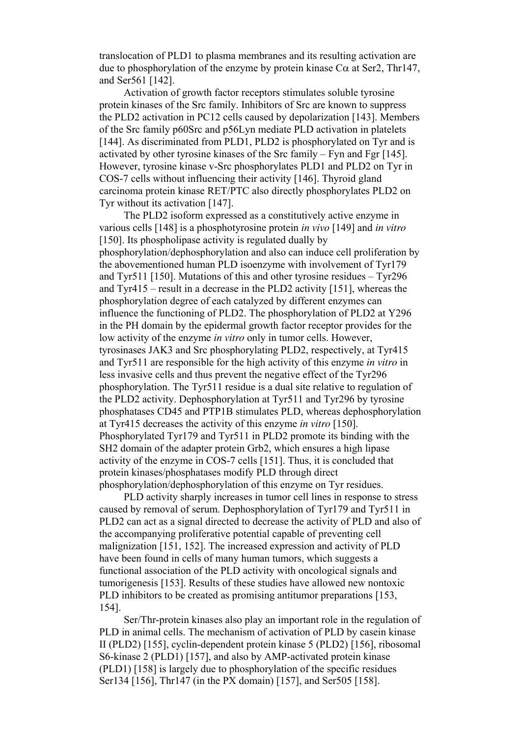translocation of PLD1 to plasma membranes and its resulting activation are due to phosphorylation of the enzyme by protein kinase Cα at Ser2, Thr147, and Ser561 [142].

Activation of growth factor receptors stimulates soluble tyrosine protein kinases of the Src family. Inhibitors of Src are known to suppress the PLD2 activation in PC12 cells caused by depolarization [143]. Members of the Src family p60Src and p56Lyn mediate PLD activation in platelets [144]. As discriminated from PLD1, PLD2 is phosphorylated on Tyr and is activated by other tyrosine kinases of the Src family – Fyn and Fgr [145]. However, tyrosine kinase v-Src phosphorylates PLD1 and PLD2 on Tyr in COS-7 cells without influencing their activity [146]. Thyroid gland carcinoma protein kinase RET/PTC also directly phosphorylates PLD2 on Tyr without its activation [147].

The PLD2 isoform expressed as a constitutively active enzyme in various cells [148] is a phosphotyrosine protein *in vivo* [149] and *in vitro* [150]. Its phospholipase activity is regulated dually by phosphorylation/dephosphorylation and also can induce cell proliferation by the abovementioned human PLD isoenzyme with involvement of Tyr179 and Tyr511 [150]. Mutations of this and other tyrosine residues – Tyr296 and Tyr415 – result in a decrease in the PLD2 activity [151], whereas the phosphorylation degree of each catalyzed by different enzymes can influence the functioning of PLD2. The phosphorylation of PLD2 at Y296 in the PH domain by the epidermal growth factor receptor provides for the low activity of the enzyme *in vitro* only in tumor cells. However, tyrosinases JAK3 and Src phosphorylating PLD2, respectively, at Tyr415 and Tyr511 are responsible for the high activity of this enzyme *in vitro* in less invasive cells and thus prevent the negative effect of the Tyr296 phosphorylation. The Tyr511 residue is a dual site relative to regulation of the PLD2 activity. Dephosphorylation at Tyr511 and Tyr296 by tyrosine phosphatases CD45 and PTP1B stimulates PLD, whereas dephosphorylation at Tyr415 decreases the activity of this enzyme *in vitro* [150]. Phosphorylated Tyr179 and Tyr511 in PLD2 promote its binding with the SH2 domain of the adapter protein Grb2, which ensures a high lipase activity of the enzyme in COS-7 cells [151]. Thus, it is concluded that protein kinases/phosphatases modify PLD through direct phosphorylation/dephosphorylation of this enzyme on Tyr residues.

PLD activity sharply increases in tumor cell lines in response to stress caused by removal of serum. Dephosphorylation of Tyr179 and Tyr511 in PLD2 can act as a signal directed to decrease the activity of PLD and also of the accompanying proliferative potential capable of preventing cell malignization [151, 152]. The increased expression and activity of PLD have been found in cells of many human tumors, which suggests a functional association of the PLD activity with oncological signals and tumorigenesis [153]. Results of these studies have allowed new nontoxic PLD inhibitors to be created as promising antitumor preparations [153, 154].

Ser/Thr-protein kinases also play an important role in the regulation of PLD in animal cells. The mechanism of activation of PLD by casein kinase II (PLD2) [155], cyclin-dependent protein kinase 5 (PLD2) [156], ribosomal S6-kinase 2 (PLD1) [157], and also by AMP-activated protein kinase (PLD1) [158] is largely due to phosphorylation of the specific residues Ser134 [156], Thr147 (in the PX domain) [157], and Ser505 [158].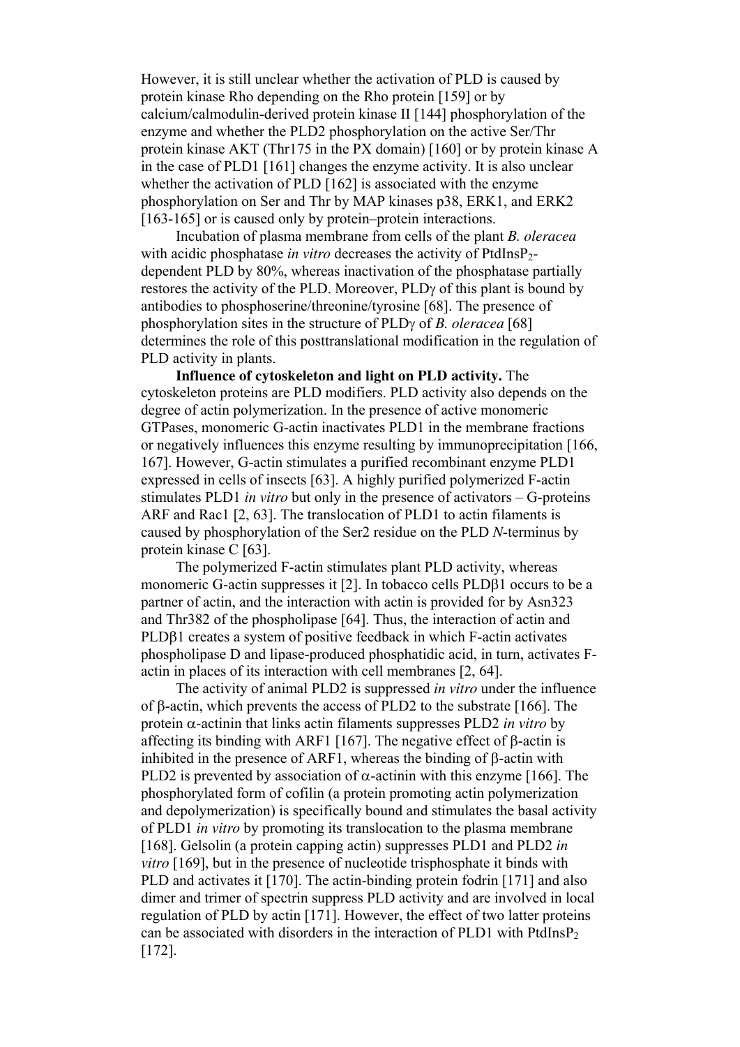However, it is still unclear whether the activation of PLD is caused by protein kinase Rho depending on the Rho protein [159] or by calcium/calmodulin-derived protein kinase II [144] phosphorylation of the enzyme and whether the PLD2 phosphorylation on the active Ser/Thr protein kinase AKT (Thr175 in the PX domain) [160] or by protein kinase A in the case of PLD1 [161] changes the enzyme activity. It is also unclear whether the activation of PLD [162] is associated with the enzyme phosphorylation on Ser and Thr by MAP kinases p38, ERK1, and ERK2 [163-165] or is caused only by protein–protein interactions.

Incubation of plasma membrane from cells of the plant *B. oleracea* with acidic phosphatase *in vitro* decreases the activity of $PtdInsP_2$-dependent PLD by 80%, whereas inactivation of the phosphatase partially restores the activity of the PLD. Moreover, PLDγ of this plant is bound by antibodies to phosphoserine/threonine/tyrosine [68]. The presence of phosphorylation sites in the structure of PLDγ of *B. oleracea* [68] determines the role of this posttranslational modification in the regulation of PLD activity in plants.

**Influence of cytoskeleton and light on PLD activity.** The cytoskeleton proteins are PLD modifiers. PLD activity also depends on the degree of actin polymerization. In the presence of active monomeric GTPases, monomeric G-actin inactivates PLD1 in the membrane fractions or negatively influences this enzyme resulting by immunoprecipitation [166, 167]. However, G-actin stimulates a purified recombinant enzyme PLD1 expressed in cells of insects [63]. A highly purified polymerized F-actin stimulates PLD1 *in vitro* but only in the presence of activators – G-proteins ARF and Rac1 [2, 63]. The translocation of PLD1 to actin filaments is caused by phosphorylation of the Ser2 residue on the PLD *N*-terminus by protein kinase C [63].

The polymerized F-actin stimulates plant PLD activity, whereas monomeric G-actin suppresses it [2]. In tobacco cells PLDβ1 occurs to be a partner of actin, and the interaction with actin is provided for by Asn323 and Thr382 of the phospholipase [64]. Thus, the interaction of actin and PLDβ1 creates a system of positive feedback in which F-actin activates phospholipase D and lipase-produced phosphatidic acid, in turn, activates F-actin in places of its interaction with cell membranes [2, 64].

The activity of animal PLD2 is suppressed *in vitro* under the influence of β-actin, which prevents the access of PLD2 to the substrate [166]. The protein α-actinin that links actin filaments suppresses PLD2 *in vitro* by affecting its binding with ARF1 [167]. The negative effect of β-actin is inhibited in the presence of ARF1, whereas the binding of β-actin with PLD2 is prevented by association of α-actinin with this enzyme [166]. The phosphorylated form of cofilin (a protein promoting actin polymerization and depolymerization) is specifically bound and stimulates the basal activity of PLD1 *in vitro* by promoting its translocation to the plasma membrane [168]. Gelsolin (a protein capping actin) suppresses PLD1 and PLD2 *in vitro* [169], but in the presence of nucleotide trisphosphate it binds with PLD and activates it [170]. The actin-binding protein fodrin [171] and also dimer and trimer of spectrin suppress PLD activity and are involved in local regulation of PLD by actin [171]. However, the effect of two latter proteins can be associated with disorders in the interaction of PLD1 with $PtdInsP_2$ [172].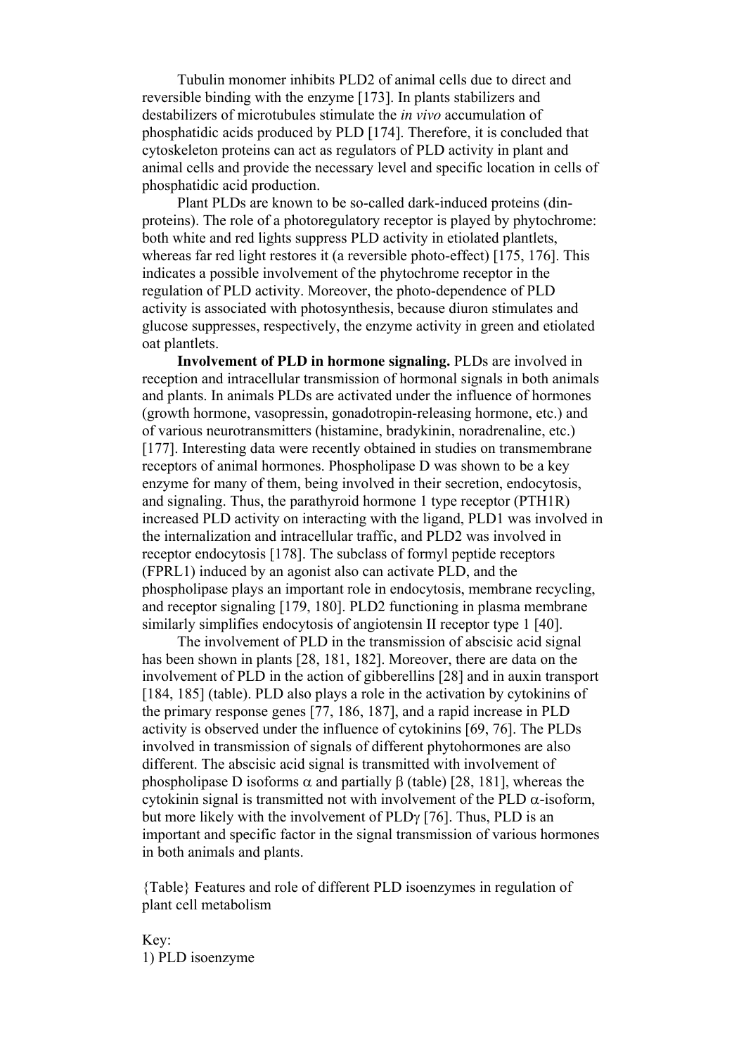Tubulin monomer inhibits PLD2 of animal cells due to direct and reversible binding with the enzyme [173]. In plants stabilizers and destabilizers of microtubules stimulate the *in vivo* accumulation of phosphatidic acids produced by PLD [174]. Therefore, it is concluded that cytoskeleton proteins can act as regulators of PLD activity in plant and animal cells and provide the necessary level and specific location in cells of phosphatidic acid production.

Plant PLDs are known to be so-called dark-induced proteins (din-proteins). The role of a photoregulatory receptor is played by phytochrome: both white and red lights suppress PLD activity in etiolated plantlets, whereas far red light restores it (a reversible photo-effect) [175, 176]. This indicates a possible involvement of the phytochrome receptor in the regulation of PLD activity. Moreover, the photo-dependence of PLD activity is associated with photosynthesis, because diuron stimulates and glucose suppresses, respectively, the enzyme activity in green and etiolated oat plantlets.

**Involvement of PLD in hormone signaling.** PLDs are involved in reception and intracellular transmission of hormonal signals in both animals and plants. In animals PLDs are activated under the influence of hormones (growth hormone, vasopressin, gonadotropin-releasing hormone, etc.) and of various neurotransmitters (histamine, bradykinin, noradrenaline, etc.) [177]. Interesting data were recently obtained in studies on transmembrane receptors of animal hormones. Phospholipase D was shown to be a key enzyme for many of them, being involved in their secretion, endocytosis, and signaling. Thus, the parathyroid hormone 1 type receptor (PTH1R) increased PLD activity on interacting with the ligand, PLD1 was involved in the internalization and intracellular traffic, and PLD2 was involved in receptor endocytosis [178]. The subclass of formyl peptide receptors (FPRL1) induced by an agonist also can activate PLD, and the phospholipase plays an important role in endocytosis, membrane recycling, and receptor signaling [179, 180]. PLD2 functioning in plasma membrane similarly simplifies endocytosis of angiotensin II receptor type 1 [40].

The involvement of PLD in the transmission of abscisic acid signal has been shown in plants [28, 181, 182]. Moreover, there are data on the involvement of PLD in the action of gibberellins [28] and in auxin transport [184, 185] (table). PLD also plays a role in the activation by cytokinins of the primary response genes [77, 186, 187], and a rapid increase in PLD activity is observed under the influence of cytokinins [69, 76]. The PLDs involved in transmission of signals of different phytohormones are also different. The abscisic acid signal is transmitted with involvement of phospholipase D isoforms $\alpha$ and partially $\beta$ (table) [28, 181], whereas the cytokinin signal is transmitted not with involvement of the PLD $\alpha$-isoform, but more likely with the involvement of PLD$\gamma$ [76]. Thus, PLD is an important and specific factor in the signal transmission of various hormones in both animals and plants.

{Table} Features and role of different PLD isoenzymes in regulation of plant cell metabolism

Key:
1) PLD isoenzyme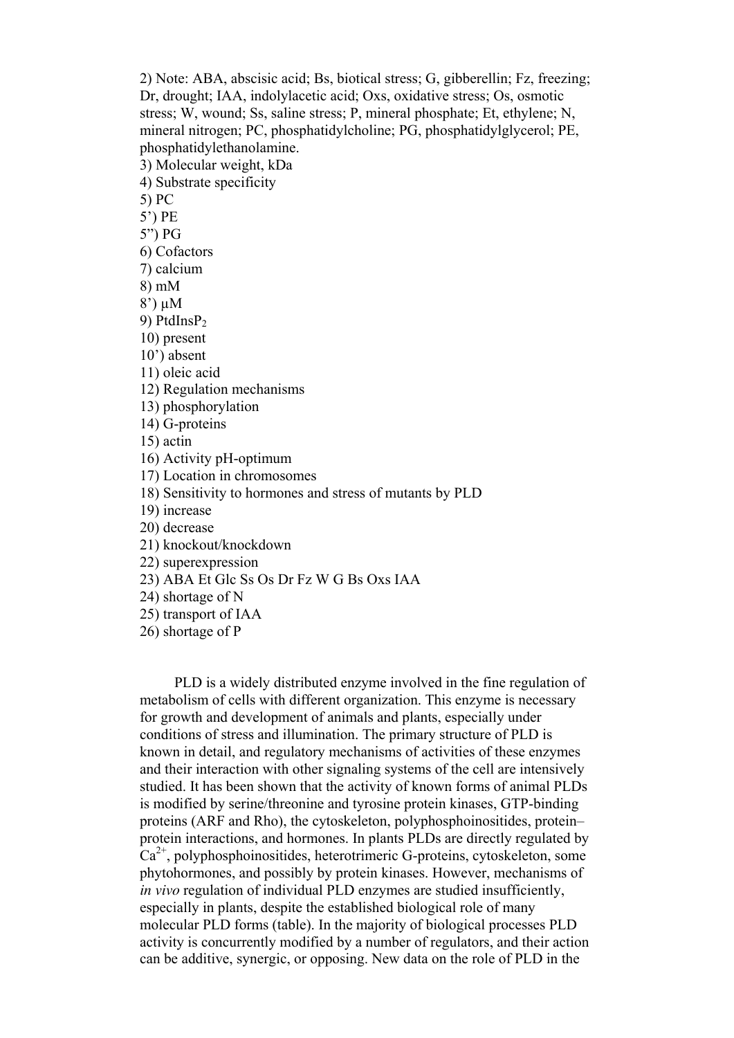2) Note: ABA, abscisic acid; Bs, biotical stress; G, gibberellin; Fz, freezing; Dr, drought; IAA, indolylacetic acid; Oxs, oxidative stress; Os, osmotic stress; W, wound; Ss, saline stress; P, mineral phosphate; Et, ethylene; N, mineral nitrogen; PC, phosphatidylcholine; PG, phosphatidylglycerol; PE, phosphatidylethanolamine.

3) Molecular weight, kDa

4) Substrate specificity

5) PC

5') PE

5") PG

6) Cofactors

7) calcium

8) mM

8') μM

9) $PtdInsP_2$

10) present

10') absent

11) oleic acid

12) Regulation mechanisms

13) phosphorylation

14) G-proteins

15) actin

16) Activity pH-optimum

17) Location in chromosomes

18) Sensitivity to hormones and stress of mutants by PLD

19) increase

20) decrease

21) knockout/knockdown

22) superexpression

23) ABA Et Glc Ss Os Dr Fz W G Bs Oxs IAA

24) shortage of N

25) transport of IAA

26) shortage of P

PLD is a widely distributed enzyme involved in the fine regulation of metabolism of cells with different organization. This enzyme is necessary for growth and development of animals and plants, especially under conditions of stress and illumination. The primary structure of PLD is known in detail, and regulatory mechanisms of activities of these enzymes and their interaction with other signaling systems of the cell are intensively studied. It has been shown that the activity of known forms of animal PLDs is modified by serine/threonine and tyrosine protein kinases, GTP-binding proteins (ARF and Rho), the cytoskeleton, polyphosphoinositides, protein–protein interactions, and hormones. In plants PLDs are directly regulated by $Ca^{2+}$, polyphosphoinositides, heterotrimeric G-proteins, cytoskeleton, some phytohormones, and possibly by protein kinases. However, mechanisms of *in vivo* regulation of individual PLD enzymes are studied insufficiently, especially in plants, despite the established biological role of many molecular PLD forms (table). In the majority of biological processes PLD activity is concurrently modified by a number of regulators, and their action can be additive, synergic, or opposing. New data on the role of PLD in the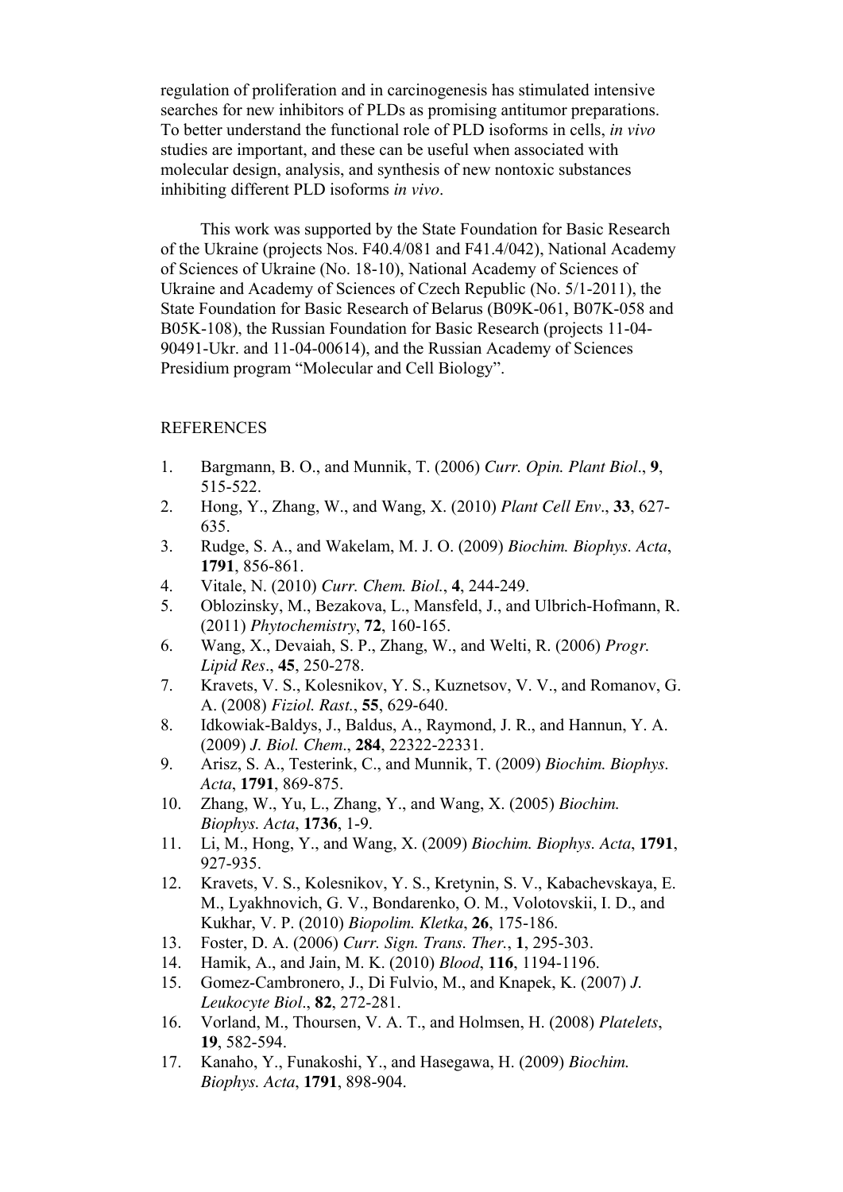regulation of proliferation and in carcinogenesis has stimulated intensive searches for new inhibitors of PLDs as promising antitumor preparations. To better understand the functional role of PLD isoforms in cells, *in vivo* studies are important, and these can be useful when associated with molecular design, analysis, and synthesis of new nontoxic substances inhibiting different PLD isoforms *in vivo*.

This work was supported by the State Foundation for Basic Research of the Ukraine (projects Nos. F40.4/081 and F41.4/042), National Academy of Sciences of Ukraine (No. 18-10), National Academy of Sciences of Ukraine and Academy of Sciences of Czech Republic (No. 5/1-2011), the State Foundation for Basic Research of Belarus (B09K-061, B07K-058 and B05K-108), the Russian Foundation for Basic Research (projects 11-04-90491-Ukr. and 11-04-00614), and the Russian Academy of Sciences Presidium program "Molecular and Cell Biology".

REFERENCES

1. Bargmann, B. O., and Munnik, T. (2006) *Curr. Opin. Plant Biol*., **9**, 515-522.
2. Hong, Y., Zhang, W., and Wang, X. (2010) *Plant Cell Env*., **33**, 627-635.
3. Rudge, S. A., and Wakelam, M. J. O. (2009) *Biochim. Biophys. Acta*, **1791**, 856-861.
4. Vitale, N. (2010) *Curr. Chem. Biol.*, **4**, 244-249.
5. Oblozinsky, M., Bezakova, L., Mansfeld, J., and Ulbrich-Hofmann, R. (2011) *Phytochemistry*, **72**, 160-165.
6. Wang, X., Devaiah, S. P., Zhang, W., and Welti, R. (2006) *Progr. Lipid Res*., **45**, 250-278.
7. Kravets, V. S., Kolesnikov, Y. S., Kuznetsov, V. V., and Romanov, G. A. (2008) *Fiziol. Rast.*, **55**, 629-640.
8. Idkowiak-Baldys, J., Baldus, A., Raymond, J. R., and Hannun, Y. A. (2009) *J. Biol. Chem*., **284**, 22322-22331.
9. Arisz, S. A., Testerink, C., and Munnik, T. (2009) *Biochim. Biophys. Acta*, **1791**, 869-875.
10. Zhang, W., Yu, L., Zhang, Y., and Wang, X. (2005) *Biochim. Biophys. Acta*, **1736**, 1-9.
11. Li, M., Hong, Y., and Wang, X. (2009) *Biochim. Biophys. Acta*, **1791**, 927-935.
12. Kravets, V. S., Kolesnikov, Y. S., Kretynin, S. V., Kabachevskaya, E. M., Lyakhnovich, G. V., Bondarenko, O. M., Volotovskii, I. D., and Kukhar, V. P. (2010) *Biopolim. Kletka*, **26**, 175-186.
13. Foster, D. A. (2006) *Curr. Sign. Trans. Ther.*, **1**, 295-303.
14. Hamik, A., and Jain, M. K. (2010) *Blood*, **116**, 1194-1196.
15. Gomez-Cambronero, J., Di Fulvio, M., and Knapek, K. (2007) *J. Leukocyte Biol*., **82**, 272-281.
16. Vorland, M., Thoursen, V. A. T., and Holmsen, H. (2008) *Platelets*, **19**, 582-594.
17. Kanaho, Y., Funakoshi, Y., and Hasegawa, H. (2009) *Biochim. Biophys. Acta*, **1791**, 898-904.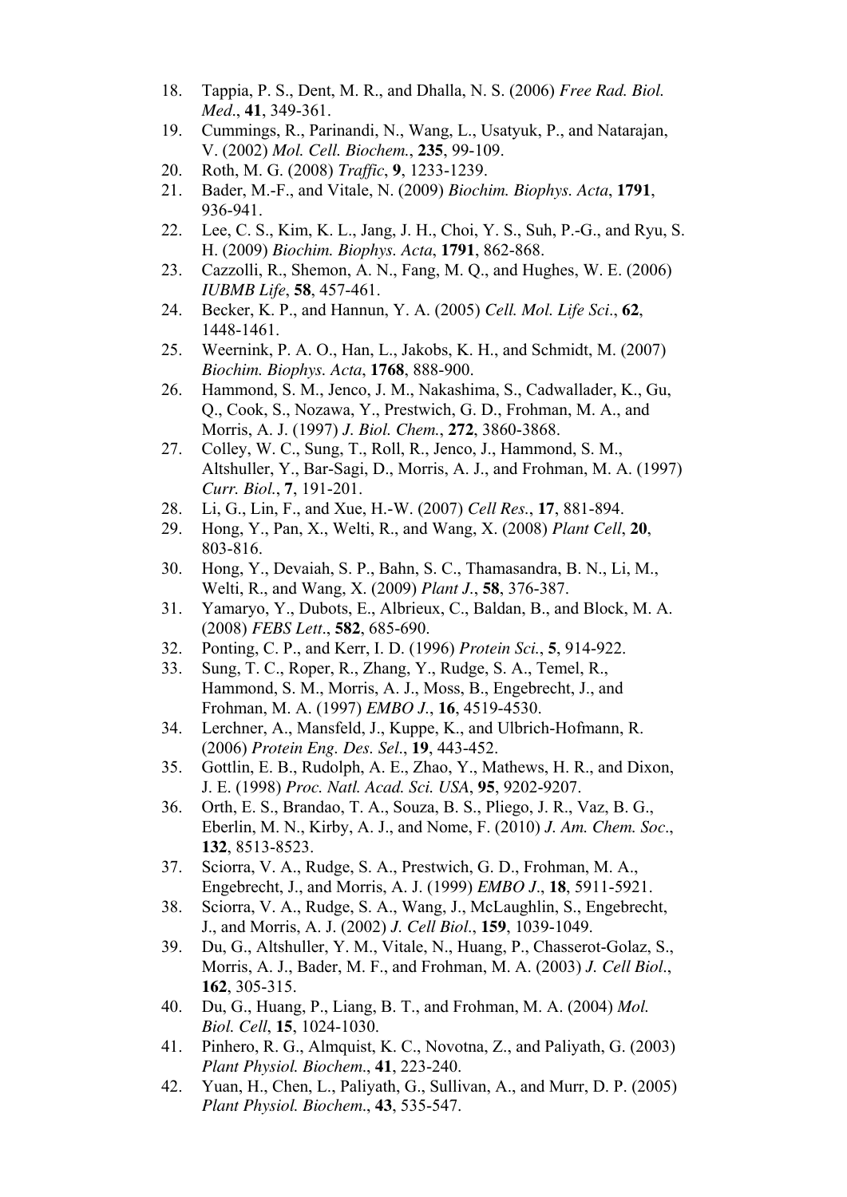18. Tappia, P. S., Dent, M. R., and Dhalla, N. S. (2006) *Free Rad. Biol. Med*., **41**, 349-361.
19. Cummings, R., Parinandi, N., Wang, L., Usatyuk, P., and Natarajan, V. (2002) *Mol. Cell. Biochem.*, **235**, 99-109.
20. Roth, M. G. (2008) *Traffic*, **9**, 1233-1239.
21. Bader, M.-F., and Vitale, N. (2009) *Biochim. Biophys. Acta*, **1791**, 936-941.
22. Lee, C. S., Kim, K. L., Jang, J. H., Choi, Y. S., Suh, P.-G., and Ryu, S. H. (2009) *Biochim. Biophys. Acta*, **1791**, 862-868.
23. Cazzolli, R., Shemon, A. N., Fang, M. Q., and Hughes, W. E. (2006) *IUBMB Life*, **58**, 457-461.
24. Becker, K. P., and Hannun, Y. A. (2005) *Cell. Mol. Life Sci*., **62**, 1448-1461.
25. Weernink, P. A. O., Han, L., Jakobs, K. H., and Schmidt, M. (2007) *Biochim. Biophys. Acta*, **1768**, 888-900.
26. Hammond, S. M., Jenco, J. M., Nakashima, S., Cadwallader, K., Gu, Q., Cook, S., Nozawa, Y., Prestwich, G. D., Frohman, M. A., and Morris, A. J. (1997) *J. Biol. Chem.*, **272**, 3860-3868.
27. Colley, W. C., Sung, T., Roll, R., Jenco, J., Hammond, S. M., Altshuller, Y., Bar-Sagi, D., Morris, A. J., and Frohman, M. A. (1997) *Curr. Biol.*, **7**, 191-201.
28. Li, G., Lin, F., and Xue, H.-W. (2007) *Cell Res.*, **17**, 881-894.
29. Hong, Y., Pan, X., Welti, R., and Wang, X. (2008) *Plant Cell*, **20**, 803-816.
30. Hong, Y., Devaiah, S. P., Bahn, S. C., Thamasandra, B. N., Li, M., Welti, R., and Wang, X. (2009) *Plant J.*, **58**, 376-387.
31. Yamaryo, Y., Dubots, E., Albrieux, C., Baldan, B., and Block, M. A. (2008) *FEBS Lett*., **582**, 685-690.
32. Ponting, C. P., and Kerr, I. D. (1996) *Protein Sci.*, **5**, 914-922.
33. Sung, T. C., Roper, R., Zhang, Y., Rudge, S. A., Temel, R., Hammond, S. M., Morris, A. J., Moss, B., Engebrecht, J., and Frohman, M. A. (1997) *EMBO J.*, **16**, 4519-4530.
34. Lerchner, A., Mansfeld, J., Kuppe, K., and Ulbrich-Hofmann, R. (2006) *Protein Eng. Des. Sel*., **19**, 443-452.
35. Gottlin, E. B., Rudolph, A. E., Zhao, Y., Mathews, H. R., and Dixon, J. E. (1998) *Proc. Natl. Acad. Sci. USA*, **95**, 9202-9207.
36. Orth, E. S., Brandao, T. A., Souza, B. S., Pliego, J. R., Vaz, B. G., Eberlin, M. N., Kirby, A. J., and Nome, F. (2010) *J. Am. Chem. Soc*., **132**, 8513-8523.
37. Sciorra, V. A., Rudge, S. A., Prestwich, G. D., Frohman, M. A., Engebrecht, J., and Morris, A. J. (1999) *EMBO J*., **18**, 5911-5921.
38. Sciorra, V. A., Rudge, S. A., Wang, J., McLaughlin, S., Engebrecht, J., and Morris, A. J. (2002) *J. Cell Biol*., **159**, 1039-1049.
39. Du, G., Altshuller, Y. M., Vitale, N., Huang, P., Chasserot-Golaz, S., Morris, A. J., Bader, M. F., and Frohman, M. A. (2003) *J. Cell Biol*., **162**, 305-315.
40. Du, G., Huang, P., Liang, B. T., and Frohman, M. A. (2004) *Mol. Biol. Cell*, **15**, 1024-1030.
41. Pinhero, R. G., Almquist, K. C., Novotna, Z., and Paliyath, G. (2003) *Plant Physiol. Biochem*., **41**, 223-240.
42. Yuan, H., Chen, L., Paliyath, G., Sullivan, A., and Murr, D. P. (2005) *Plant Physiol. Biochem*., **43**, 535-547.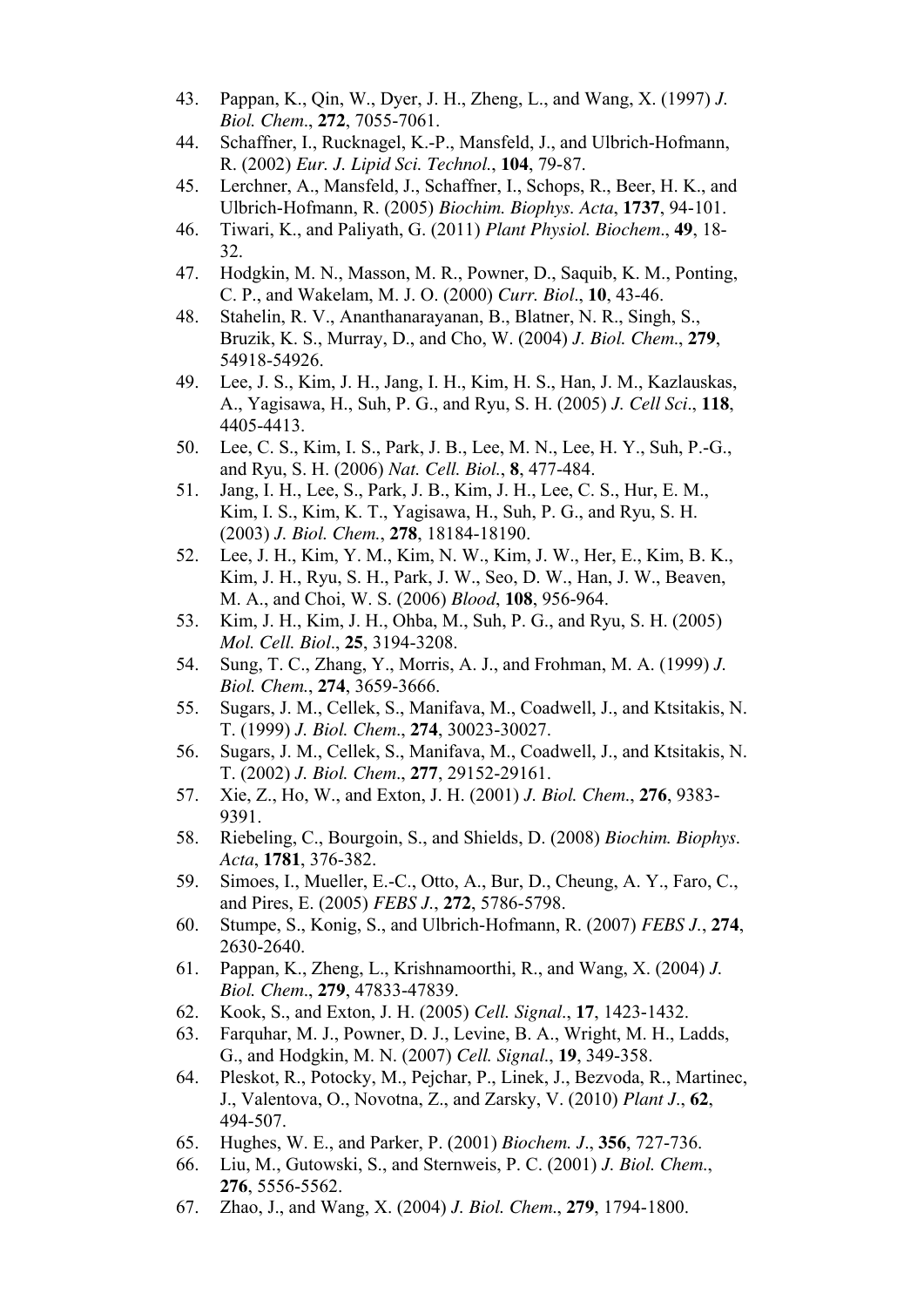43. Pappan, K., Qin, W., Dyer, J. H., Zheng, L., and Wang, X. (1997) *J. Biol. Chem*., **272**, 7055-7061.
44. Schaffner, I., Rucknagel, K.-P., Mansfeld, J., and Ulbrich-Hofmann, R. (2002) *Eur. J. Lipid Sci. Technol.*, **104**, 79-87.
45. Lerchner, A., Mansfeld, J., Schaffner, I., Schops, R., Beer, H. K., and Ulbrich-Hofmann, R. (2005) *Biochim. Biophys. Acta*, **1737**, 94-101.
46. Tiwari, K., and Paliyath, G. (2011) *Plant Physiol. Biochem*., **49**, 18-32.
47. Hodgkin, M. N., Masson, M. R., Powner, D., Saquib, K. M., Ponting, C. P., and Wakelam, M. J. O. (2000) *Curr. Biol*., **10**, 43-46.
48. Stahelin, R. V., Ananthanarayanan, B., Blatner, N. R., Singh, S., Bruzik, K. S., Murray, D., and Cho, W. (2004) *J. Biol. Chem*., **279**, 54918-54926.
49. Lee, J. S., Kim, J. H., Jang, I. H., Kim, H. S., Han, J. M., Kazlauskas, A., Yagisawa, H., Suh, P. G., and Ryu, S. H. (2005) *J. Cell Sci*., **118**, 4405-4413.
50. Lee, C. S., Kim, I. S., Park, J. B., Lee, M. N., Lee, H. Y., Suh, P.-G., and Ryu, S. H. (2006) *Nat. Cell. Biol.*, **8**, 477-484.
51. Jang, I. H., Lee, S., Park, J. B., Kim, J. H., Lee, C. S., Hur, E. M., Kim, I. S., Kim, K. T., Yagisawa, H., Suh, P. G., and Ryu, S. H. (2003) *J. Biol. Chem.*, **278**, 18184-18190.
52. Lee, J. H., Kim, Y. M., Kim, N. W., Kim, J. W., Her, E., Kim, B. K., Kim, J. H., Ryu, S. H., Park, J. W., Seo, D. W., Han, J. W., Beaven, M. A., and Choi, W. S. (2006) *Blood*, **108**, 956-964.
53. Kim, J. H., Kim, J. H., Ohba, M., Suh, P. G., and Ryu, S. H. (2005) *Mol. Cell. Biol*., **25**, 3194-3208.
54. Sung, T. C., Zhang, Y., Morris, A. J., and Frohman, M. A. (1999) *J. Biol. Chem.*, **274**, 3659-3666.
55. Sugars, J. M., Cellek, S., Manifava, M., Coadwell, J., and Ktsitakis, N. T. (1999) *J. Biol. Chem*., **274**, 30023-30027.
56. Sugars, J. M., Cellek, S., Manifava, M., Coadwell, J., and Ktsitakis, N. T. (2002) *J. Biol. Chem*., **277**, 29152-29161.
57. Xie, Z., Ho, W., and Exton, J. H. (2001) *J. Biol. Chem*., **276**, 9383-9391.
58. Riebeling, C., Bourgoin, S., and Shields, D. (2008) *Biochim. Biophys. Acta*, **1781**, 376-382.
59. Simoes, I., Mueller, E.-C., Otto, A., Bur, D., Cheung, A. Y., Faro, C., and Pires, E. (2005) *FEBS J.*, **272**, 5786-5798.
60. Stumpe, S., Konig, S., and Ulbrich-Hofmann, R. (2007) *FEBS J.*, **274**, 2630-2640.
61. Pappan, K., Zheng, L., Krishnamoorthi, R., and Wang, X. (2004) *J. Biol. Chem*., **279**, 47833-47839.
62. Kook, S., and Exton, J. H. (2005) *Cell. Signal*., **17**, 1423-1432.
63. Farquhar, M. J., Powner, D. J., Levine, B. A., Wright, M. H., Ladds, G., and Hodgkin, M. N. (2007) *Cell. Signal*., **19**, 349-358.
64. Pleskot, R., Potocky, M., Pejchar, P., Linek, J., Bezvoda, R., Martinec, J., Valentova, O., Novotna, Z., and Zarsky, V. (2010) *Plant J*., **62**, 494-507.
65. Hughes, W. E., and Parker, P. (2001) *Biochem. J*., **356**, 727-736.
66. Liu, M., Gutowski, S., and Sternweis, P. C. (2001) *J. Biol. Chem*., **276**, 5556-5562.
67. Zhao, J., and Wang, X. (2004) *J. Biol. Chem*., **279**, 1794-1800.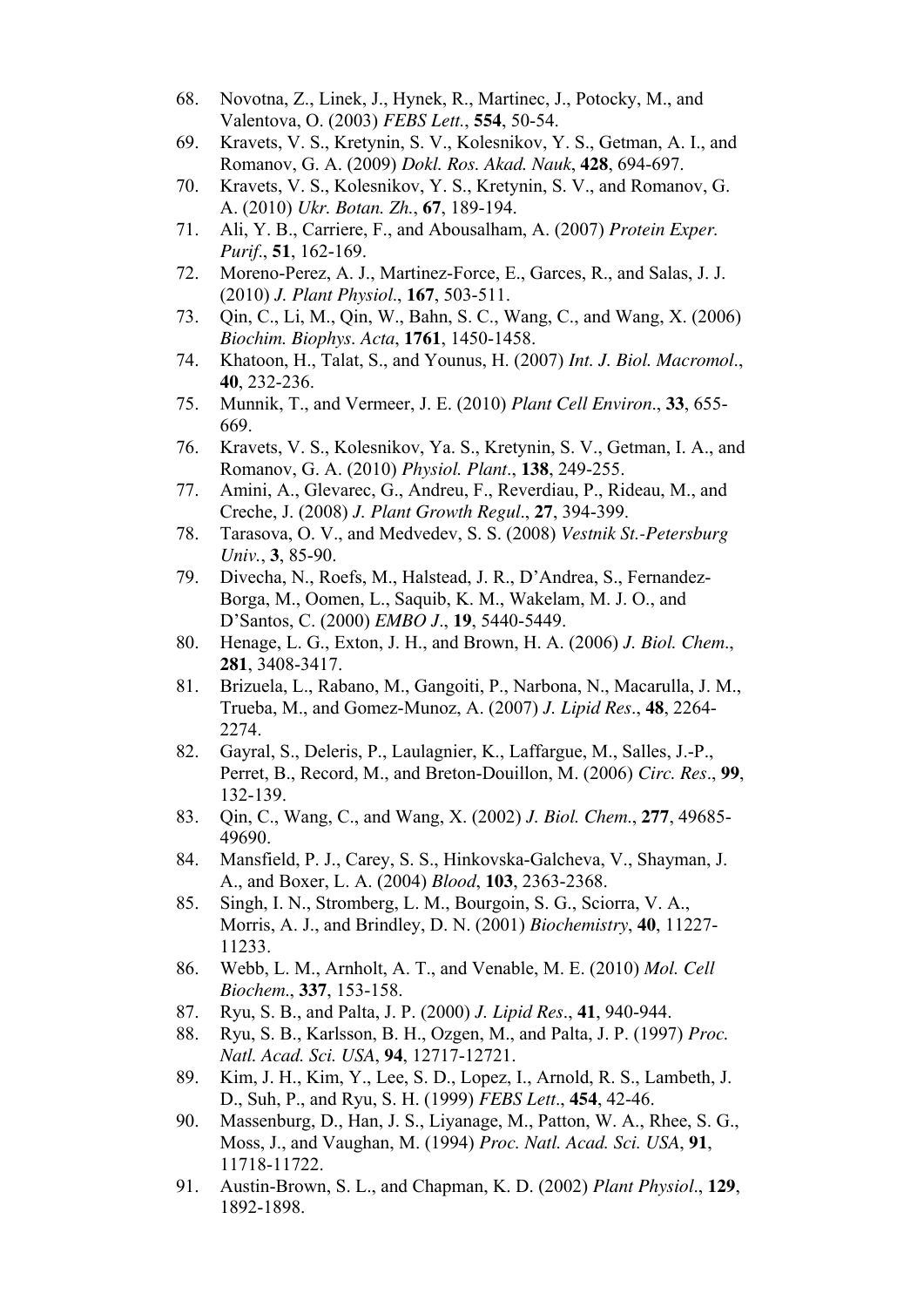68. Novotna, Z., Linek, J., Hynek, R., Martinec, J., Potocky, M., and Valentova, O. (2003) *FEBS Lett.*, **554**, 50-54.
69. Kravets, V. S., Kretynin, S. V., Kolesnikov, Y. S., Getman, A. I., and Romanov, G. A. (2009) *Dokl. Ros. Akad. Nauk*, **428**, 694-697.
70. Kravets, V. S., Kolesnikov, Y. S., Kretynin, S. V., and Romanov, G. A. (2010) *Ukr. Botan. Zh.*, **67**, 189-194.
71. Ali, Y. B., Carriere, F., and Abousalham, A. (2007) *Protein Exper. Purif.*, **51**, 162-169.
72. Moreno-Perez, A. J., Martinez-Force, E., Garces, R., and Salas, J. J. (2010) *J. Plant Physiol*., **167**, 503-511.
73. Qin, C., Li, M., Qin, W., Bahn, S. C., Wang, C., and Wang, X. (2006) *Biochim. Biophys. Acta*, **1761**, 1450-1458.
74. Khatoon, H., Talat, S., and Younus, H. (2007) *Int. J. Biol. Macromol.*, **40**, 232-236.
75. Munnik, T., and Vermeer, J. E. (2010) *Plant Cell Environ*., **33**, 655-669.
76. Kravets, V. S., Kolesnikov, Ya. S., Kretynin, S. V., Getman, I. A., and Romanov, G. A. (2010) *Physiol. Plant*., **138**, 249-255.
77. Amini, A., Glevarec, G., Andreu, F., Reverdiau, P., Rideau, M., and Creche, J. (2008) *J. Plant Growth Regul*., **27**, 394-399.
78. Tarasova, O. V., and Medvedev, S. S. (2008) *Vestnik St.-Petersburg Univ.*, **3**, 85-90.
79. Divecha, N., Roefs, M., Halstead, J. R., D'Andrea, S., Fernandez-Borga, M., Oomen, L., Saquib, K. M., Wakelam, M. J. O., and D'Santos, C. (2000) *EMBO J*., **19**, 5440-5449.
80. Henage, L. G., Exton, J. H., and Brown, H. A. (2006) *J. Biol. Chem*., **281**, 3408-3417.
81. Brizuela, L., Rabano, M., Gangoiti, P., Narbona, N., Macarulla, J. M., Trueba, M., and Gomez-Munoz, A. (2007) *J. Lipid Res*., **48**, 2264-2274.
82. Gayral, S., Deleris, P., Laulagnier, K., Laffargue, M., Salles, J.-P., Perret, B., Record, M., and Breton-Douillon, M. (2006) *Circ. Res*., **99**, 132-139.
83. Qin, C., Wang, C., and Wang, X. (2002) *J. Biol. Chem*., **277**, 49685-49690.
84. Mansfield, P. J., Carey, S. S., Hinkovska-Galcheva, V., Shayman, J. A., and Boxer, L. A. (2004) *Blood*, **103**, 2363-2368.
85. Singh, I. N., Stromberg, L. M., Bourgoin, S. G., Sciorra, V. A., Morris, A. J., and Brindley, D. N. (2001) *Biochemistry*, **40**, 11227-11233.
86. Webb, L. M., Arnholt, A. T., and Venable, M. E. (2010) *Mol. Cell Biochem*., **337**, 153-158.
87. Ryu, S. B., and Palta, J. P. (2000) *J. Lipid Res*., **41**, 940-944.
88. Ryu, S. B., Karlsson, B. H., Ozgen, M., and Palta, J. P. (1997) *Proc. Natl. Acad. Sci. USA*, **94**, 12717-12721.
89. Kim, J. H., Kim, Y., Lee, S. D., Lopez, I., Arnold, R. S., Lambeth, J. D., Suh, P., and Ryu, S. H. (1999) *FEBS Lett*., **454**, 42-46.
90. Massenburg, D., Han, J. S., Liyanage, M., Patton, W. A., Rhee, S. G., Moss, J., and Vaughan, M. (1994) *Proc. Natl. Acad. Sci. USA*, **91**, 11718-11722.
91. Austin-Brown, S. L., and Chapman, K. D. (2002) *Plant Physiol*., **129**, 1892-1898.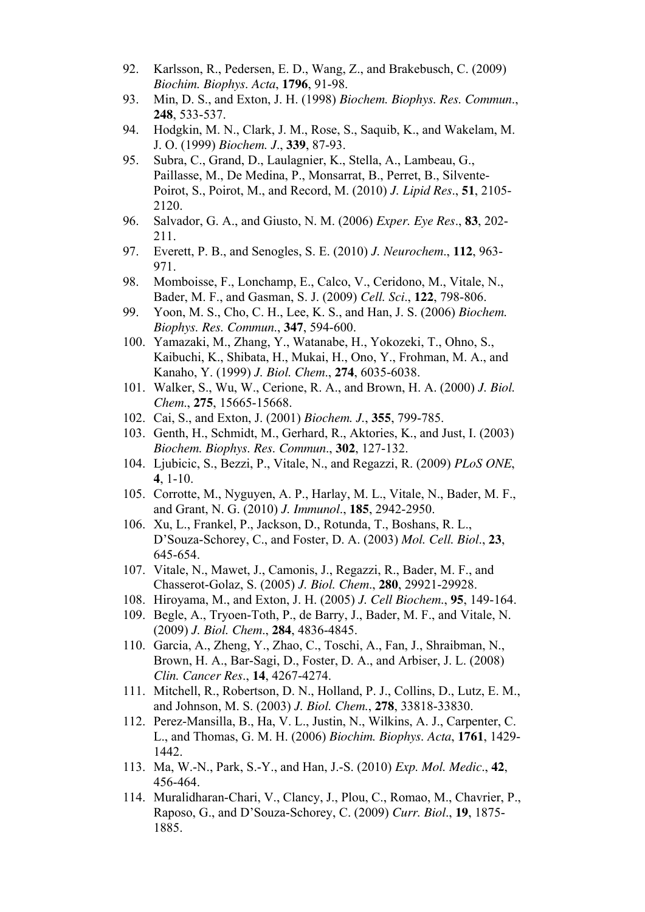92. Karlsson, R., Pedersen, E. D., Wang, Z., and Brakebusch, C. (2009) *Biochim. Biophys. Acta*, **1796**, 91-98.
93. Min, D. S., and Exton, J. H. (1998) *Biochem. Biophys. Res. Commun.*, **248**, 533-537.
94. Hodgkin, M. N., Clark, J. M., Rose, S., Saquib, K., and Wakelam, M. J. O. (1999) *Biochem. J.*, **339**, 87-93.
95. Subra, C., Grand, D., Laulagnier, K., Stella, A., Lambeau, G., Paillasse, M., De Medina, P., Monsarrat, B., Perret, B., Silvente-Poirot, S., Poirot, M., and Record, M. (2010) *J. Lipid Res.*, **51**, 2105-2120.
96. Salvador, G. A., and Giusto, N. M. (2006) *Exper. Eye Res.*, **83**, 202-211.
97. Everett, P. B., and Senogles, S. E. (2010) *J. Neurochem.*, **112**, 963-971.
98. Momboisse, F., Lonchamp, E., Calco, V., Ceridono, M., Vitale, N., Bader, M. F., and Gasman, S. J. (2009) *Cell. Sci.*, **122**, 798-806.
99. Yoon, M. S., Cho, C. H., Lee, K. S., and Han, J. S. (2006) *Biochem. Biophys. Res. Commun.*, **347**, 594-600.
100. Yamazaki, M., Zhang, Y., Watanabe, H., Yokozeki, T., Ohno, S., Kaibuchi, K., Shibata, H., Mukai, H., Ono, Y., Frohman, M. A., and Kanaho, Y. (1999) *J. Biol. Chem.*, **274**, 6035-6038.
101. Walker, S., Wu, W., Cerione, R. A., and Brown, H. A. (2000) *J. Biol. Chem.*, **275**, 15665-15668.
102. Cai, S., and Exton, J. (2001) *Biochem. J.*, **355**, 799-785.
103. Genth, H., Schmidt, M., Gerhard, R., Aktories, K., and Just, I. (2003) *Biochem. Biophys. Res. Commun.*, **302**, 127-132.
104. Ljubicic, S., Bezzi, P., Vitale, N., and Regazzi, R. (2009) *PLoS ONE*, **4**, 1-10.
105. Corrotte, M., Nyguyen, A. P., Harlay, M. L., Vitale, N., Bader, M. F., and Grant, N. G. (2010) *J. Immunol.*, **185**, 2942-2950.
106. Xu, L., Frankel, P., Jackson, D., Rotunda, T., Boshans, R. L., D'Souza-Schorey, C., and Foster, D. A. (2003) *Mol. Cell. Biol.*, **23**, 645-654.
107. Vitale, N., Mawet, J., Camonis, J., Regazzi, R., Bader, M. F., and Chasserot-Golaz, S. (2005) *J. Biol. Chem.*, **280**, 29921-29928.
108. Hiroyama, M., and Exton, J. H. (2005) *J. Cell Biochem.*, **95**, 149-164.
109. Begle, A., Tryoen-Toth, P., de Barry, J., Bader, M. F., and Vitale, N. (2009) *J. Biol. Chem.*, **284**, 4836-4845.
110. Garcia, A., Zheng, Y., Zhao, C., Toschi, A., Fan, J., Shraibman, N., Brown, H. A., Bar-Sagi, D., Foster, D. A., and Arbiser, J. L. (2008) *Clin. Cancer Res.*, **14**, 4267-4274.
111. Mitchell, R., Robertson, D. N., Holland, P. J., Collins, D., Lutz, E. M., and Johnson, M. S. (2003) *J. Biol. Chem.*, **278**, 33818-33830.
112. Perez-Mansilla, B., Ha, V. L., Justin, N., Wilkins, A. J., Carpenter, C. L., and Thomas, G. M. H. (2006) *Biochim. Biophys. Acta*, **1761**, 1429-1442.
113. Ma, W.-N., Park, S.-Y., and Han, J.-S. (2010) *Exp. Mol. Medic.*, **42**, 456-464.
114. Muralidharan-Chari, V., Clancy, J., Plou, C., Romao, M., Chavrier, P., Raposo, G., and D'Souza-Schorey, C. (2009) *Curr. Biol.*, **19**, 1875-1885.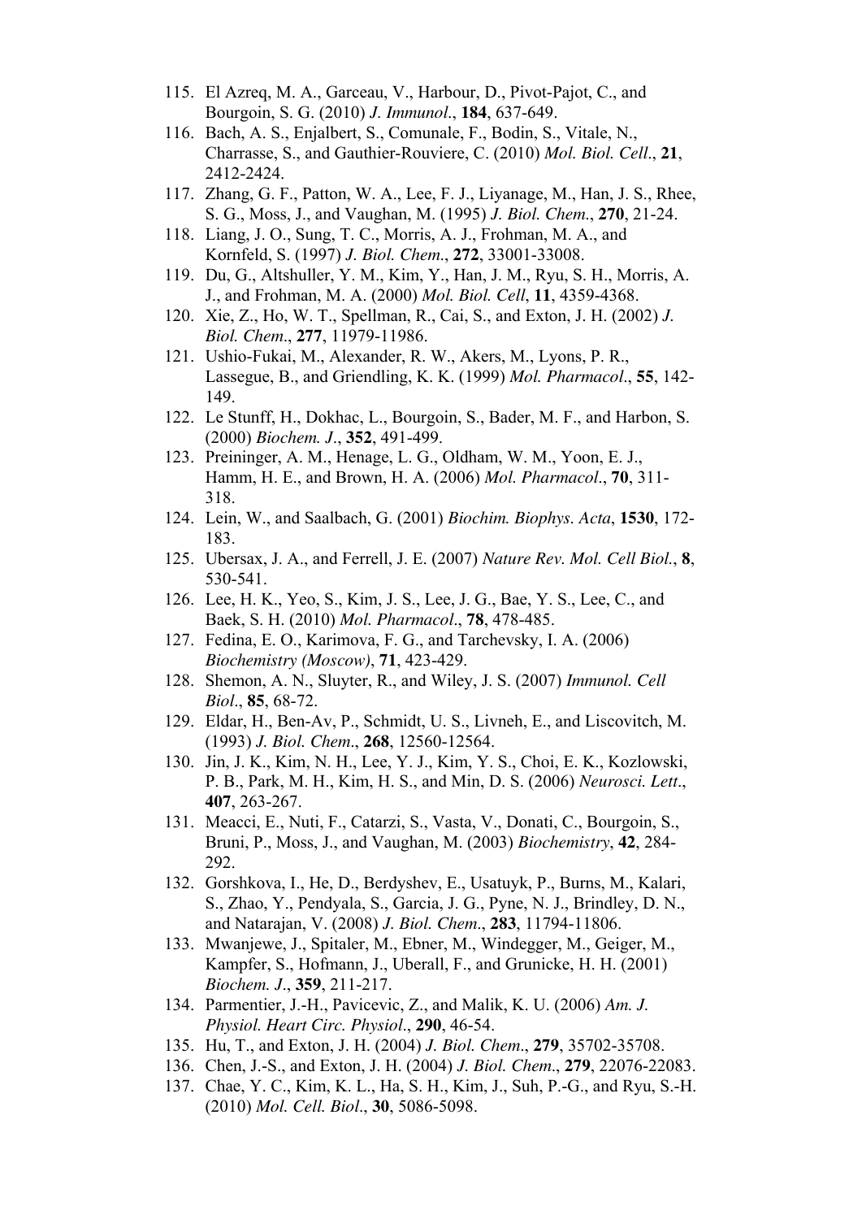115. El Azreq, M. A., Garceau, V., Harbour, D., Pivot-Pajot, C., and Bourgoin, S. G. (2010) *J. Immunol.*, **184**, 637-649.
116. Bach, A. S., Enjalbert, S., Comunale, F., Bodin, S., Vitale, N., Charrasse, S., and Gauthier-Rouviere, C. (2010) *Mol. Biol. Cell.*, **21**, 2412-2424.
117. Zhang, G. F., Patton, W. A., Lee, F. J., Liyanage, M., Han, J. S., Rhee, S. G., Moss, J., and Vaughan, M. (1995) *J. Biol. Chem.*, **270**, 21-24.
118. Liang, J. O., Sung, T. C., Morris, A. J., Frohman, M. A., and Kornfeld, S. (1997) *J. Biol. Chem.*, **272**, 33001-33008.
119. Du, G., Altshuller, Y. M., Kim, Y., Han, J. M., Ryu, S. H., Morris, A. J., and Frohman, M. A. (2000) *Mol. Biol. Cell*, **11**, 4359-4368.
120. Xie, Z., Ho, W. T., Spellman, R., Cai, S., and Exton, J. H. (2002) *J. Biol. Chem.*, **277**, 11979-11986.
121. Ushio-Fukai, M., Alexander, R. W., Akers, M., Lyons, P. R., Lassegue, B., and Griendling, K. K. (1999) *Mol. Pharmacol.*, **55**, 142-149.
122. Le Stunff, H., Dokhac, L., Bourgoin, S., Bader, M. F., and Harbon, S. (2000) *Biochem. J.*, **352**, 491-499.
123. Preininger, A. M., Henage, L. G., Oldham, W. M., Yoon, E. J., Hamm, H. E., and Brown, H. A. (2006) *Mol. Pharmacol.*, **70**, 311-318.
124. Lein, W., and Saalbach, G. (2001) *Biochim. Biophys. Acta*, **1530**, 172-183.
125. Ubersax, J. A., and Ferrell, J. E. (2007) *Nature Rev. Mol. Cell Biol.*, **8**, 530-541.
126. Lee, H. K., Yeo, S., Kim, J. S., Lee, J. G., Bae, Y. S., Lee, C., and Baek, S. H. (2010) *Mol. Pharmacol.*, **78**, 478-485.
127. Fedina, E. O., Karimova, F. G., and Tarchevsky, I. A. (2006) *Biochemistry (Moscow)*, **71**, 423-429.
128. Shemon, A. N., Sluyter, R., and Wiley, J. S. (2007) *Immunol. Cell Biol.*, **85**, 68-72.
129. Eldar, H., Ben-Av, P., Schmidt, U. S., Livneh, E., and Liscovitch, M. (1993) *J. Biol. Chem.*, **268**, 12560-12564.
130. Jin, J. K., Kim, N. H., Lee, Y. J., Kim, Y. S., Choi, E. K., Kozlowski, P. B., Park, M. H., Kim, H. S., and Min, D. S. (2006) *Neurosci. Lett.*, **407**, 263-267.
131. Meacci, E., Nuti, F., Catarzi, S., Vasta, V., Donati, C., Bourgoin, S., Bruni, P., Moss, J., and Vaughan, M. (2003) *Biochemistry*, **42**, 284-292.
132. Gorshkova, I., He, D., Berdyshev, E., Usatuyk, P., Burns, M., Kalari, S., Zhao, Y., Pendyala, S., Garcia, J. G., Pyne, N. J., Brindley, D. N., and Natarajan, V. (2008) *J. Biol. Chem.*, **283**, 11794-11806.
133. Mwanjewe, J., Spitaler, M., Ebner, M., Windegger, M., Geiger, M., Kampfer, S., Hofmann, J., Uberall, F., and Grunicke, H. H. (2001) *Biochem. J.*, **359**, 211-217.
134. Parmentier, J.-H., Pavicevic, Z., and Malik, K. U. (2006) *Am. J. Physiol. Heart Circ. Physiol.*, **290**, 46-54.
135. Hu, T., and Exton, J. H. (2004) *J. Biol. Chem.*, **279**, 35702-35708.
136. Chen, J.-S., and Exton, J. H. (2004) *J. Biol. Chem.*, **279**, 22076-22083.
137. Chae, Y. C., Kim, K. L., Ha, S. H., Kim, J., Suh, P.-G., and Ryu, S.-H. (2010) *Mol. Cell. Biol.*, **30**, 5086-5098.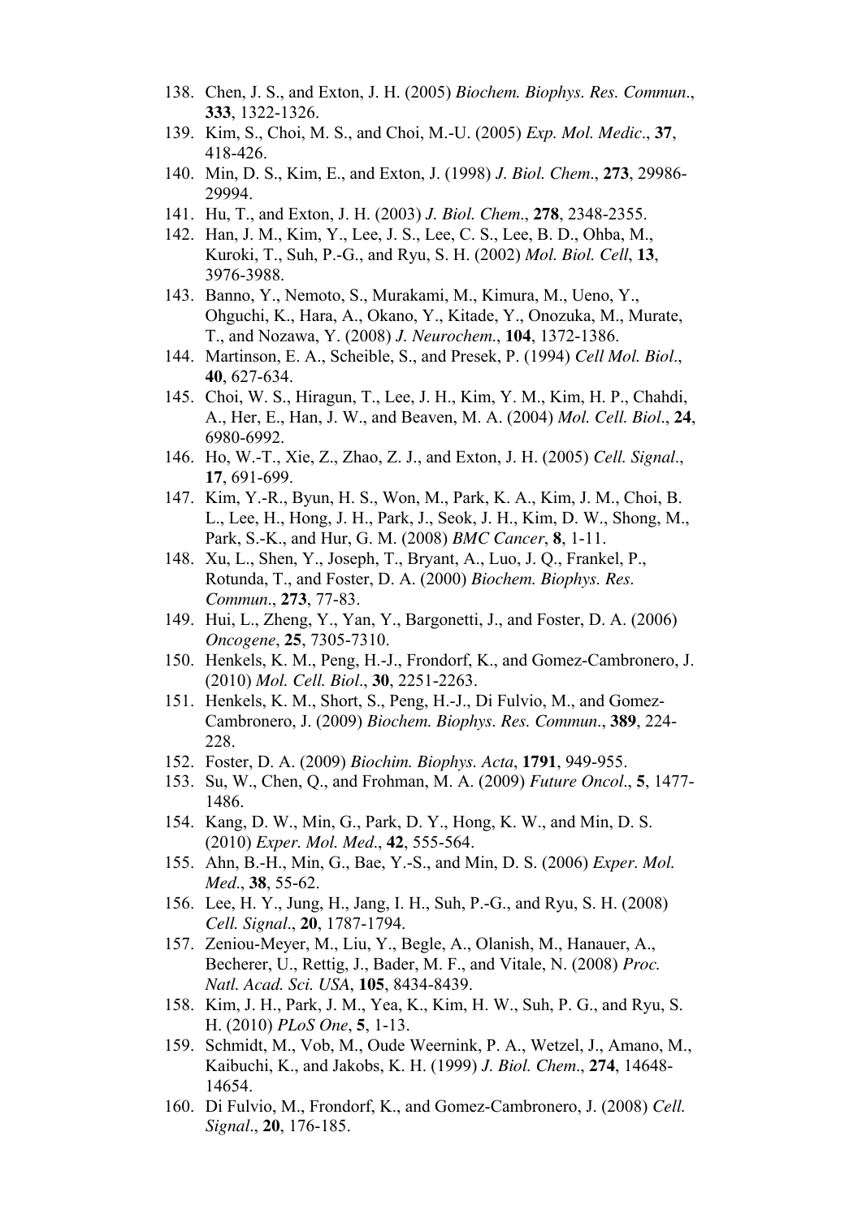138. Chen, J. S., and Exton, J. H. (2005) *Biochem. Biophys. Res. Commun*., **333**, 1322-1326.
139. Kim, S., Choi, M. S., and Choi, M.-U. (2005) *Exp. Mol. Medic*., **37**, 418-426.
140. Min, D. S., Kim, E., and Exton, J. (1998) *J. Biol. Chem*., **273**, 29986-29994.
141. Hu, T., and Exton, J. H. (2003) *J. Biol. Chem*., **278**, 2348-2355.
142. Han, J. M., Kim, Y., Lee, J. S., Lee, C. S., Lee, B. D., Ohba, M., Kuroki, T., Suh, P.-G., and Ryu, S. H. (2002) *Mol. Biol. Cell*, **13**, 3976-3988.
143. Banno, Y., Nemoto, S., Murakami, M., Kimura, M., Ueno, Y., Ohguchi, K., Hara, A., Okano, Y., Kitade, Y., Onozuka, M., Murate, T., and Nozawa, Y. (2008) *J. Neurochem*., **104**, 1372-1386.
144. Martinson, E. A., Scheible, S., and Presek, P. (1994) *Cell Mol. Biol*., **40**, 627-634.
145. Choi, W. S., Hiragun, T., Lee, J. H., Kim, Y. M., Kim, H. P., Chahdi, A., Her, E., Han, J. W., and Beaven, M. A. (2004) *Mol. Cell. Biol*., **24**, 6980-6992.
146. Ho, W.-T., Xie, Z., Zhao, Z. J., and Exton, J. H. (2005) *Cell. Signal*., **17**, 691-699.
147. Kim, Y.-R., Byun, H. S., Won, M., Park, K. A., Kim, J. M., Choi, B. L., Lee, H., Hong, J. H., Park, J., Seok, J. H., Kim, D. W., Shong, M., Park, S.-K., and Hur, G. M. (2008) *BMC Cancer*, **8**, 1-11.
148. Xu, L., Shen, Y., Joseph, T., Bryant, A., Luo, J. Q., Frankel, P., Rotunda, T., and Foster, D. A. (2000) *Biochem. Biophys. Res. Commun*., **273**, 77-83.
149. Hui, L., Zheng, Y., Yan, Y., Bargonetti, J., and Foster, D. A. (2006) *Oncogene*, **25**, 7305-7310.
150. Henkels, K. M., Peng, H.-J., Frondorf, K., and Gomez-Cambronero, J. (2010) *Mol. Cell. Biol*., **30**, 2251-2263.
151. Henkels, K. M., Short, S., Peng, H.-J., Di Fulvio, M., and Gomez-Cambronero, J. (2009) *Biochem. Biophys. Res. Commun*., **389**, 224-228.
152. Foster, D. A. (2009) *Biochim. Biophys. Acta*, **1791**, 949-955.
153. Su, W., Chen, Q., and Frohman, M. A. (2009) *Future Oncol*., **5**, 1477-1486.
154. Kang, D. W., Min, G., Park, D. Y., Hong, K. W., and Min, D. S. (2010) *Exper. Mol. Med*., **42**, 555-564.
155. Ahn, B.-H., Min, G., Bae, Y.-S., and Min, D. S. (2006) *Exper. Mol. Med*., **38**, 55-62.
156. Lee, H. Y., Jung, H., Jang, I. H., Suh, P.-G., and Ryu, S. H. (2008) *Cell. Signal*., **20**, 1787-1794.
157. Zeniou-Meyer, M., Liu, Y., Begle, A., Olanish, M., Hanauer, A., Becherer, U., Rettig, J., Bader, M. F., and Vitale, N. (2008) *Proc. Natl. Acad. Sci. USA*, **105**, 8434-8439.
158. Kim, J. H., Park, J. M., Yea, K., Kim, H. W., Suh, P. G., and Ryu, S. H. (2010) *PLoS One*, **5**, 1-13.
159. Schmidt, M., Vob, M., Oude Weernink, P. A., Wetzel, J., Amano, M., Kaibuchi, K., and Jakobs, K. H. (1999) *J. Biol. Chem*., **274**, 14648-14654.
160. Di Fulvio, M., Frondorf, K., and Gomez-Cambronero, J. (2008) *Cell. Signal*., **20**, 176-185.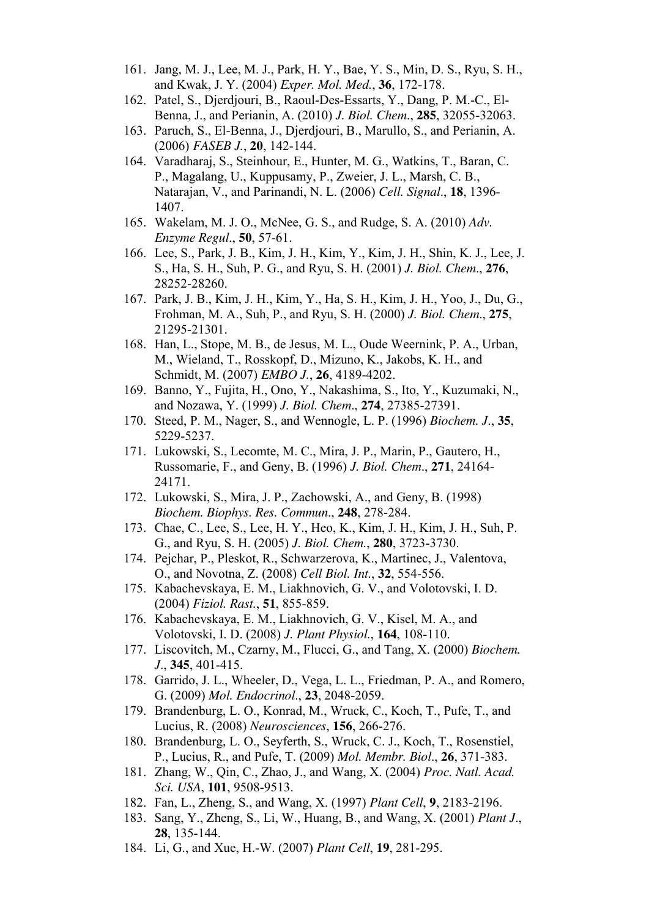161. Jang, M. J., Lee, M. J., Park, H. Y., Bae, Y. S., Min, D. S., Ryu, S. H., and Kwak, J. Y. (2004) *Exper. Mol. Med.*, **36**, 172-178.
162. Patel, S., Djerdjouri, B., Raoul-Des-Essarts, Y., Dang, P. M.-C., El-Benna, J., and Perianin, A. (2010) *J. Biol. Chem.*, **285**, 32055-32063.
163. Paruch, S., El-Benna, J., Djerdjouri, B., Marullo, S., and Perianin, A. (2006) *FASEB J.*, **20**, 142-144.
164. Varadharaj, S., Steinhour, E., Hunter, M. G., Watkins, T., Baran, C. P., Magalang, U., Kuppusamy, P., Zweier, J. L., Marsh, C. B., Natarajan, V., and Parinandi, N. L. (2006) *Cell. Signal.*, **18**, 1396-1407.
165. Wakelam, M. J. O., McNee, G. S., and Rudge, S. A. (2010) *Adv. Enzyme Regul.*, **50**, 57-61.
166. Lee, S., Park, J. B., Kim, J. H., Kim, Y., Kim, J. H., Shin, K. J., Lee, J. S., Ha, S. H., Suh, P. G., and Ryu, S. H. (2001) *J. Biol. Chem.*, **276**, 28252-28260.
167. Park, J. B., Kim, J. H., Kim, Y., Ha, S. H., Kim, J. H., Yoo, J., Du, G., Frohman, M. A., Suh, P., and Ryu, S. H. (2000) *J. Biol. Chem.*, **275**, 21295-21301.
168. Han, L., Stope, M. B., de Jesus, M. L., Oude Weernink, P. A., Urban, M., Wieland, T., Rosskopf, D., Mizuno, K., Jakobs, K. H., and Schmidt, M. (2007) *EMBO J.*, **26**, 4189-4202.
169. Banno, Y., Fujita, H., Ono, Y., Nakashima, S., Ito, Y., Kuzumaki, N., and Nozawa, Y. (1999) *J. Biol. Chem.*, **274**, 27385-27391.
170. Steed, P. M., Nager, S., and Wennogle, L. P. (1996) *Biochem. J.*, **35**, 5229-5237.
171. Lukowski, S., Lecomte, M. C., Mira, J. P., Marin, P., Gautero, H., Russomarie, F., and Geny, B. (1996) *J. Biol. Chem.*, **271**, 24164-24171.
172. Lukowski, S., Mira, J. P., Zachowski, A., and Geny, B. (1998) *Biochem. Biophys. Res. Commun.*, **248**, 278-284.
173. Chae, C., Lee, S., Lee, H. Y., Heo, K., Kim, J. H., Kim, J. H., Suh, P. G., and Ryu, S. H. (2005) *J. Biol. Chem.*, **280**, 3723-3730.
174. Pejchar, P., Pleskot, R., Schwarzerova, K., Martinec, J., Valentova, O., and Novotna, Z. (2008) *Cell Biol. Int.*, **32**, 554-556.
175. Kabachevskaya, E. M., Liakhnovich, G. V., and Volotovski, I. D. (2004) *Fiziol. Rast.*, **51**, 855-859.
176. Kabachevskaya, E. M., Liakhnovich, G. V., Kisel, M. A., and Volotovski, I. D. (2008) *J. Plant Physiol.*, **164**, 108-110.
177. Liscovitch, M., Czarny, M., Flucci, G., and Tang, X. (2000) *Biochem. J.*, **345**, 401-415.
178. Garrido, J. L., Wheeler, D., Vega, L. L., Friedman, P. A., and Romero, G. (2009) *Mol. Endocrinol.*, **23**, 2048-2059.
179. Brandenburg, L. O., Konrad, M., Wruck, C., Koch, T., Pufe, T., and Lucius, R. (2008) *Neurosciences*, **156**, 266-276.
180. Brandenburg, L. O., Seyferth, S., Wruck, C. J., Koch, T., Rosenstiel, P., Lucius, R., and Pufe, T. (2009) *Mol. Membr. Biol.*, **26**, 371-383.
181. Zhang, W., Qin, C., Zhao, J., and Wang, X. (2004) *Proc. Natl. Acad. Sci. USA*, **101**, 9508-9513.
182. Fan, L., Zheng, S., and Wang, X. (1997) *Plant Cell*, **9**, 2183-2196.
183. Sang, Y., Zheng, S., Li, W., Huang, B., and Wang, X. (2001) *Plant J.*, **28**, 135-144.
184. Li, G., and Xue, H.-W. (2007) *Plant Cell*, **19**, 281-295.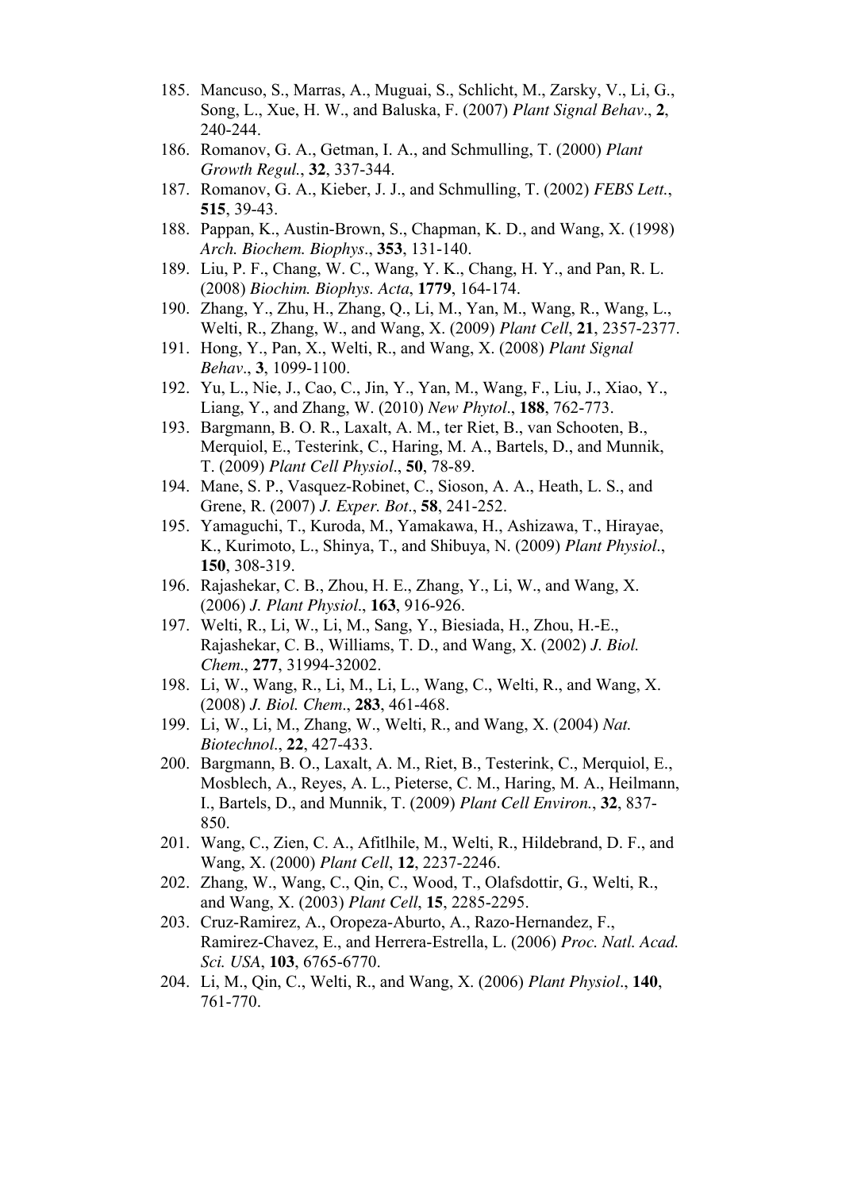185. Mancuso, S., Marras, A., Muguai, S., Schlicht, M., Zarsky, V., Li, G., Song, L., Xue, H. W., and Baluska, F. (2007) *Plant Signal Behav*., **2**, 240-244.
186. Romanov, G. A., Getman, I. A., and Schmulling, T. (2000) *Plant Growth Regul.*, **32**, 337-344.
187. Romanov, G. A., Kieber, J. J., and Schmulling, T. (2002) *FEBS Lett.*, **515**, 39-43.
188. Pappan, K., Austin-Brown, S., Chapman, K. D., and Wang, X. (1998) *Arch. Biochem. Biophys*., **353**, 131-140.
189. Liu, P. F., Chang, W. C., Wang, Y. K., Chang, H. Y., and Pan, R. L. (2008) *Biochim. Biophys. Acta*, **1779**, 164-174.
190. Zhang, Y., Zhu, H., Zhang, Q., Li, M., Yan, M., Wang, R., Wang, L., Welti, R., Zhang, W., and Wang, X. (2009) *Plant Cell*, **21**, 2357-2377.
191. Hong, Y., Pan, X., Welti, R., and Wang, X. (2008) *Plant Signal Behav*., **3**, 1099-1100.
192. Yu, L., Nie, J., Cao, C., Jin, Y., Yan, M., Wang, F., Liu, J., Xiao, Y., Liang, Y., and Zhang, W. (2010) *New Phytol*., **188**, 762-773.
193. Bargmann, B. O. R., Laxalt, A. M., ter Riet, B., van Schooten, B., Merquiol, E., Testerink, C., Haring, M. A., Bartels, D., and Munnik, T. (2009) *Plant Cell Physiol*., **50**, 78-89.
194. Mane, S. P., Vasquez-Robinet, C., Sioson, A. A., Heath, L. S., and Grene, R. (2007) *J. Exper. Bot*., **58**, 241-252.
195. Yamaguchi, T., Kuroda, M., Yamakawa, H., Ashizawa, T., Hirayae, K., Kurimoto, L., Shinya, T., and Shibuya, N. (2009) *Plant Physiol*., **150**, 308-319.
196. Rajashekar, C. B., Zhou, H. E., Zhang, Y., Li, W., and Wang, X. (2006) *J. Plant Physiol*., **163**, 916-926.
197. Welti, R., Li, W., Li, M., Sang, Y., Biesiada, H., Zhou, H.-E., Rajashekar, C. B., Williams, T. D., and Wang, X. (2002) *J. Biol. Chem*., **277**, 31994-32002.
198. Li, W., Wang, R., Li, M., Li, L., Wang, C., Welti, R., and Wang, X. (2008) *J. Biol. Chem*., **283**, 461-468.
199. Li, W., Li, M., Zhang, W., Welti, R., and Wang, X. (2004) *Nat. Biotechnol*., **22**, 427-433.
200. Bargmann, B. O., Laxalt, A. M., Riet, B., Testerink, C., Merquiol, E., Mosblech, A., Reyes, A. L., Pieterse, C. M., Haring, M. A., Heilmann, I., Bartels, D., and Munnik, T. (2009) *Plant Cell Environ.*, **32**, 837-850.
201. Wang, C., Zien, C. A., Afitlhile, M., Welti, R., Hildebrand, D. F., and Wang, X. (2000) *Plant Cell*, **12**, 2237-2246.
202. Zhang, W., Wang, C., Qin, C., Wood, T., Olafsdottir, G., Welti, R., and Wang, X. (2003) *Plant Cell*, **15**, 2285-2295.
203. Cruz-Ramirez, A., Oropeza-Aburto, A., Razo-Hernandez, F., Ramirez-Chavez, E., and Herrera-Estrella, L. (2006) *Proc. Natl. Acad. Sci. USA*, **103**, 6765-6770.
204. Li, M., Qin, C., Welti, R., and Wang, X. (2006) *Plant Physiol*., **140**, 761-770.